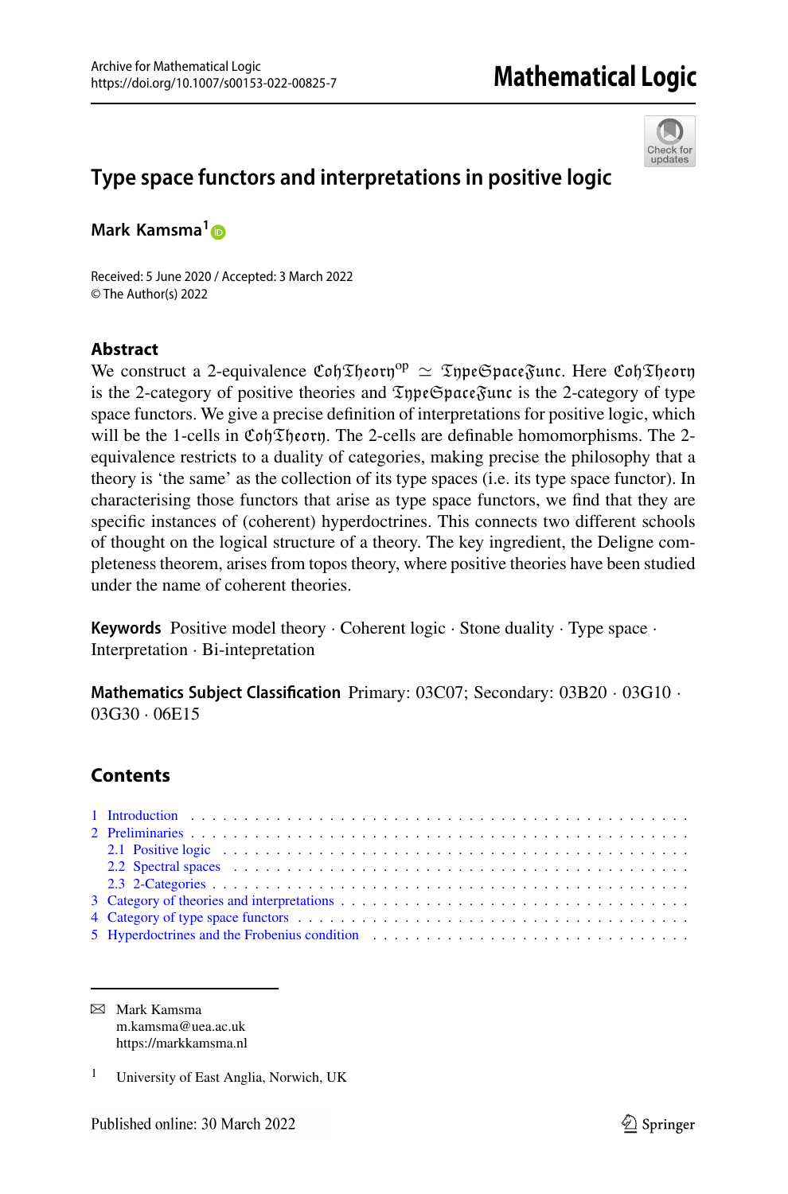# Type space functors and interpretations in positive logic

**Mark Kamsma**[1]

Received: 5 June 2020 / Accepted: 3 March 2022
© The Author(s) 2022

## Abstract

We construct a 2-equivalence $\mathfrak{CohTheory}^{op} \simeq \mathfrak{TypeSpaceFunc}$. Here $\mathfrak{CohTheory}$ is the 2-category of positive theories and $\mathfrak{TypeSpaceFunc}$ is the 2-category of type space functors. We give a precise definition of interpretations for positive logic, which will be the 1-cells in $\mathfrak{CohTheory}$. The 2-cells are definable homomorphisms. The 2-equivalence restricts to a duality of categories, making precise the philosophy that a theory is 'the same' as the collection of its type spaces (i.e. its type space functor). In characterising those functors that arise as type space functors, we find that they are specific instances of (coherent) hyperdoctrines. This connects two different schools of thought on the logical structure of a theory. The key ingredient, the Deligne completeness theorem, arises from topos theory, where positive theories have been studied under the name of coherent theories.

**Keywords** Positive model theory · Coherent logic · Stone duality · Type space · Interpretation · Bi-intepretation

**Mathematics Subject Classification** Primary: 03C07; Secondary: 03B20 · 03G10 · 03G30 · 06E15

## Contents

1 Introduction
2 Preliminaries
  2.1 Positive logic
  2.2 Spectral spaces
  2.3 2-Categories
3 Category of theories and interpretations
4 Category of type space functors
5 Hyperdoctrines and the Frobenius condition

---

Mark Kamsma
m.kamsma@uea.ac.uk
https://markkamsma.nl

[1] University of East Anglia, Norwich, UK

Published online: 30 March 2022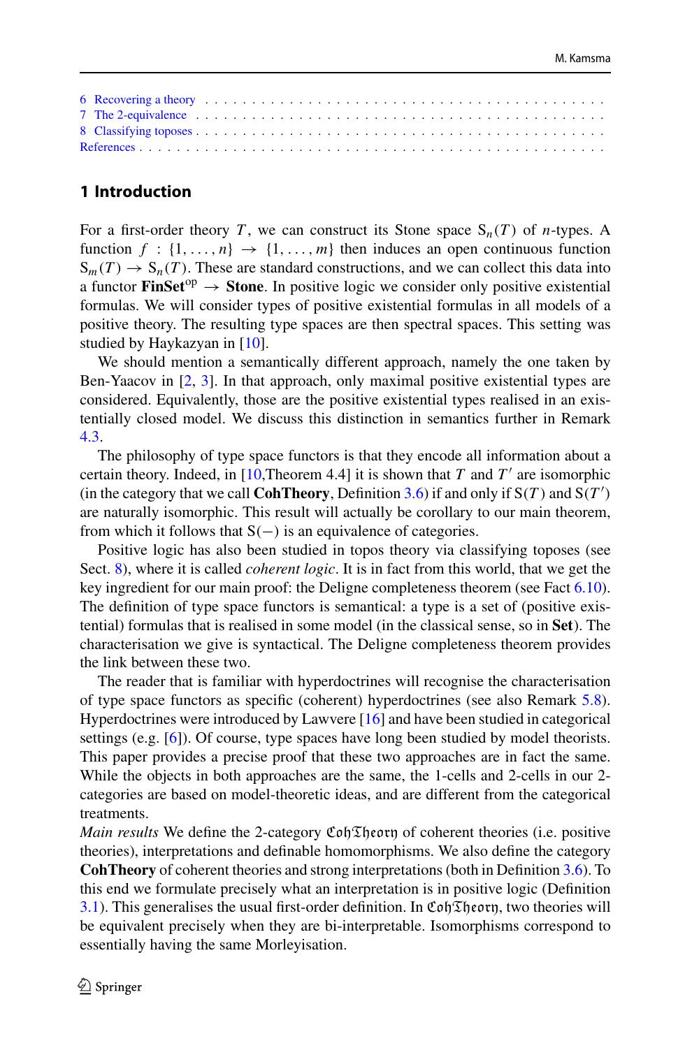6 Recovering a theory . . . . . . . . . . . . . . . . . . . . . . . . . . . . . . . . . . . . . . . . . . . . .
7 The 2-equivalence . . . . . . . . . . . . . . . . . . . . . . . . . . . . . . . . . . . . . . . . . . . . . .
8 Classifying toposes . . . . . . . . . . . . . . . . . . . . . . . . . . . . . . . . . . . . . . . . . . . . . .
References . . . . . . . . . . . . . . . . . . . . . . . . . . . . . . . . . . . . . . . . . . . . . . . . . . . . .

## 1 Introduction

For a first-order theory $T$, we can construct its Stone space $\mathrm{S}_n(T)$ of $n$-types. A function $f : \{1, \ldots, n\} \to \{1, \ldots, m\}$ then induces an open continuous function $\mathrm{S}_m(T) \to \mathrm{S}_n(T)$. These are standard constructions, and we can collect this data into a functor $\mathbf{FinSet}^{\mathrm{op}} \to \mathbf{Stone}$. In positive logic we consider only positive existential formulas. We will consider types of positive existential formulas in all models of a positive theory. The resulting type spaces are then spectral spaces. This setting was studied by Haykazyan in [10].

We should mention a semantically different approach, namely the one taken by Ben-Yaacov in [2, 3]. In that approach, only maximal positive existential types are considered. Equivalently, those are the positive existential types realised in an existentially closed model. We discuss this distinction in semantics further in Remark 4.3.

The philosophy of type space functors is that they encode all information about a certain theory. Indeed, in [10,Theorem 4.4] it is shown that $T$ and $T'$ are isomorphic (in the category that we call **CohTheory**, Definition 3.6) if and only if $\mathrm{S}(T)$ and $\mathrm{S}(T')$ are naturally isomorphic. This result will actually be corollary to our main theorem, from which it follows that $\mathrm{S}(-)$ is an equivalence of categories.

Positive logic has also been studied in topos theory via classifying toposes (see Sect. 8), where it is called *coherent logic*. It is in fact from this world, that we get the key ingredient for our main proof: the Deligne completeness theorem (see Fact 6.10). The definition of type space functors is semantical: a type is a set of (positive existential) formulas that is realised in some model (in the classical sense, so in **Set**). The characterisation we give is syntactical. The Deligne completeness theorem provides the link between these two.

The reader that is familiar with hyperdoctrines will recognise the characterisation of type space functors as specific (coherent) hyperdoctrines (see also Remark 5.8). Hyperdoctrines were introduced by Lawvere [16] and have been studied in categorical settings (e.g. [6]). Of course, type spaces have long been studied by model theorists. This paper provides a precise proof that these two approaches are in fact the same. While the objects in both approaches are the same, the 1-cells and 2-cells in our 2-categories are based on model-theoretic ideas, and are different from the categorical treatments.

*Main results* We define the 2-category $\mathfrak{CohTheory}$ of coherent theories (i.e. positive theories), interpretations and definable homomorphisms. We also define the category **CohTheory** of coherent theories and strong interpretations (both in Definition 3.6). To this end we formulate precisely what an interpretation is in positive logic (Definition 3.1). This generalises the usual first-order definition. In $\mathfrak{CohTheory}$, two theories will be equivalent precisely when they are bi-interpretable. Isomorphisms correspond to essentially having the same Morleyisation.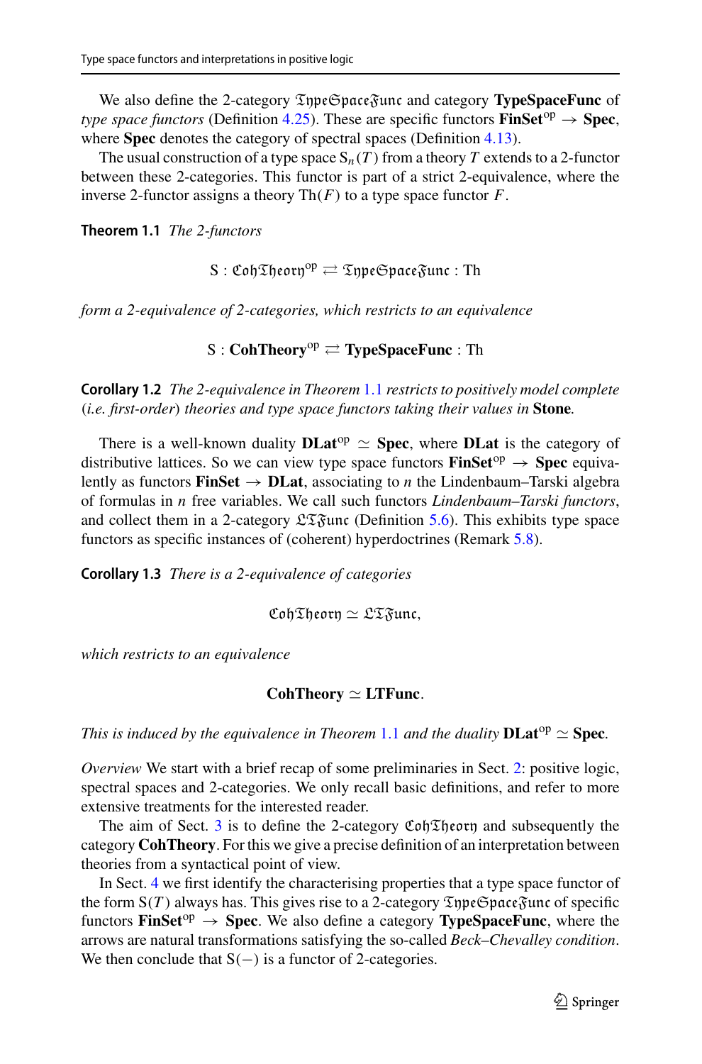We also define the 2-category $\mathfrak{TypeSpaceFunc}$ and category **TypeSpaceFunc** of *type space functors* (Definition 4.25). These are specific functors $\mathbf{FinSet}^{\mathrm{op}} \to \mathbf{Spec}$, where **Spec** denotes the category of spectral spaces (Definition 4.13).

The usual construction of a type space $\mathrm{S}_n(T)$ from a theory $T$ extends to a 2-functor between these 2-categories. This functor is part of a strict 2-equivalence, where the inverse 2-functor assigns a theory $\mathrm{Th}(F)$ to a type space functor $F$.

**Theorem 1.1** *The 2-functors*

$$\mathrm{S} : \mathfrak{CohTheory}^{\mathrm{op}} \rightleftarrows \mathfrak{TypeSpaceFunc} : \mathrm{Th}$$

*form a 2-equivalence of 2-categories, which restricts to an equivalence*

$$\mathrm{S} : \mathbf{CohTheory}^{\mathrm{op}} \rightleftarrows \mathbf{TypeSpaceFunc} : \mathrm{Th}$$

**Corollary 1.2** *The 2-equivalence in Theorem 1.1 restricts to positively model complete (i.e. first-order) theories and type space functors taking their values in* **Stone**.

There is a well-known duality $\mathbf{DLat}^{\mathrm{op}} \simeq \mathbf{Spec}$, where **DLat** is the category of distributive lattices. So we can view type space functors $\mathbf{FinSet}^{\mathrm{op}} \to \mathbf{Spec}$ equivalently as functors $\mathbf{FinSet} \to \mathbf{DLat}$, associating to $n$ the Lindenbaum–Tarski algebra of formulas in $n$ free variables. We call such functors *Lindenbaum–Tarski functors*, and collect them in a 2-category $\mathfrak{LTFunc}$ (Definition 5.6). This exhibits type space functors as specific instances of (coherent) hyperdoctrines (Remark 5.8).

**Corollary 1.3** *There is a 2-equivalence of categories*

$$\mathfrak{CohTheory} \simeq \mathfrak{LTFunc},$$

*which restricts to an equivalence*

$$\mathbf{CohTheory} \simeq \mathbf{LTFunc}.$$

*This is induced by the equivalence in Theorem 1.1 and the duality* $\mathbf{DLat}^{\mathrm{op}} \simeq \mathbf{Spec}$.

*Overview* We start with a brief recap of some preliminaries in Sect. 2: positive logic, spectral spaces and 2-categories. We only recall basic definitions, and refer to more extensive treatments for the interested reader.

The aim of Sect. 3 is to define the 2-category $\mathfrak{CohTheory}$ and subsequently the category **CohTheory**. For this we give a precise definition of an interpretation between theories from a syntactical point of view.

In Sect. 4 we first identify the characterising properties that a type space functor of the form $\mathrm{S}(T)$ always has. This gives rise to a 2-category $\mathfrak{TypeSpaceFunc}$ of specific functors $\mathbf{FinSet}^{\mathrm{op}} \to \mathbf{Spec}$. We also define a category **TypeSpaceFunc**, where the arrows are natural transformations satisfying the so-called *Beck–Chevalley condition*. We then conclude that $\mathrm{S}(-)$ is a functor of 2-categories.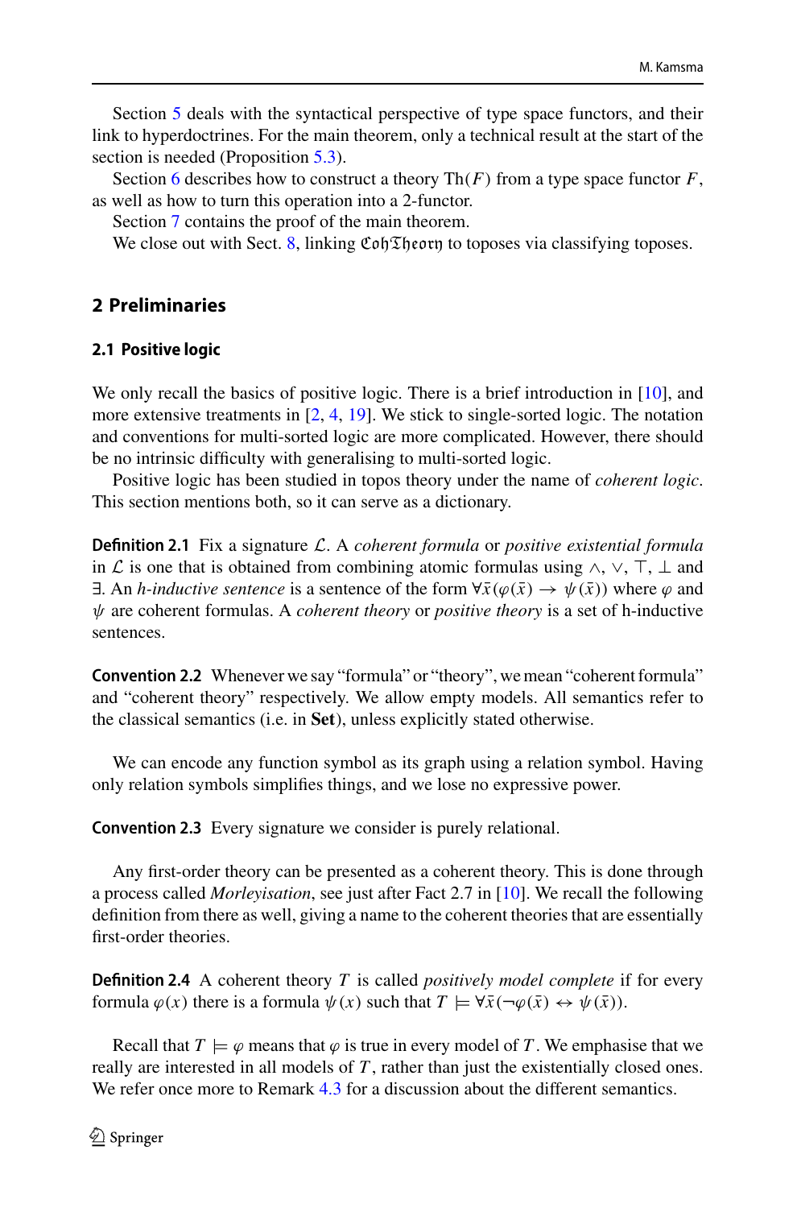Section 5 deals with the syntactical perspective of type space functors, and their link to hyperdoctrines. For the main theorem, only a technical result at the start of the section is needed (Proposition 5.3).

Section 6 describes how to construct a theory $\mathrm{Th}(F)$ from a type space functor $F$, as well as how to turn this operation into a 2-functor.

Section 7 contains the proof of the main theorem.

We close out with Sect. 8, linking $\mathfrak{CohTheory}$ to toposes via classifying toposes.

## 2 Preliminaries

### 2.1 Positive logic

We only recall the basics of positive logic. There is a brief introduction in [10], and more extensive treatments in [2, 4, 19]. We stick to single-sorted logic. The notation and conventions for multi-sorted logic are more complicated. However, there should be no intrinsic difficulty with generalising to multi-sorted logic.

Positive logic has been studied in topos theory under the name of *coherent logic*. This section mentions both, so it can serve as a dictionary.

**Definition 2.1** Fix a signature $\mathcal{L}$. A *coherent formula* or *positive existential formula* in $\mathcal{L}$ is one that is obtained from combining atomic formulas using $\wedge$, $\vee$, $\top$, $\bot$ and $\exists$. An *h-inductive sentence* is a sentence of the form $\forall \bar{x}(\varphi(\bar{x}) \to \psi(\bar{x}))$ where $\varphi$ and $\psi$ are coherent formulas. A *coherent theory* or *positive theory* is a set of h-inductive sentences.

**Convention 2.2** Whenever we say "formula" or "theory", we mean "coherent formula" and "coherent theory" respectively. We allow empty models. All semantics refer to the classical semantics (i.e. in **Set**), unless explicitly stated otherwise.

We can encode any function symbol as its graph using a relation symbol. Having only relation symbols simplifies things, and we lose no expressive power.

**Convention 2.3** Every signature we consider is purely relational.

Any first-order theory can be presented as a coherent theory. This is done through a process called *Morleyisation*, see just after Fact 2.7 in [10]. We recall the following definition from there as well, giving a name to the coherent theories that are essentially first-order theories.

**Definition 2.4** A coherent theory $T$ is called *positively model complete* if for every formula $\varphi(x)$ there is a formula $\psi(x)$ such that $T \models \forall \bar{x}(\neg\varphi(\bar{x}) \leftrightarrow \psi(\bar{x}))$.

Recall that $T \models \varphi$ means that $\varphi$ is true in every model of $T$. We emphasise that we really are interested in all models of $T$, rather than just the existentially closed ones. We refer once more to Remark 4.3 for a discussion about the different semantics.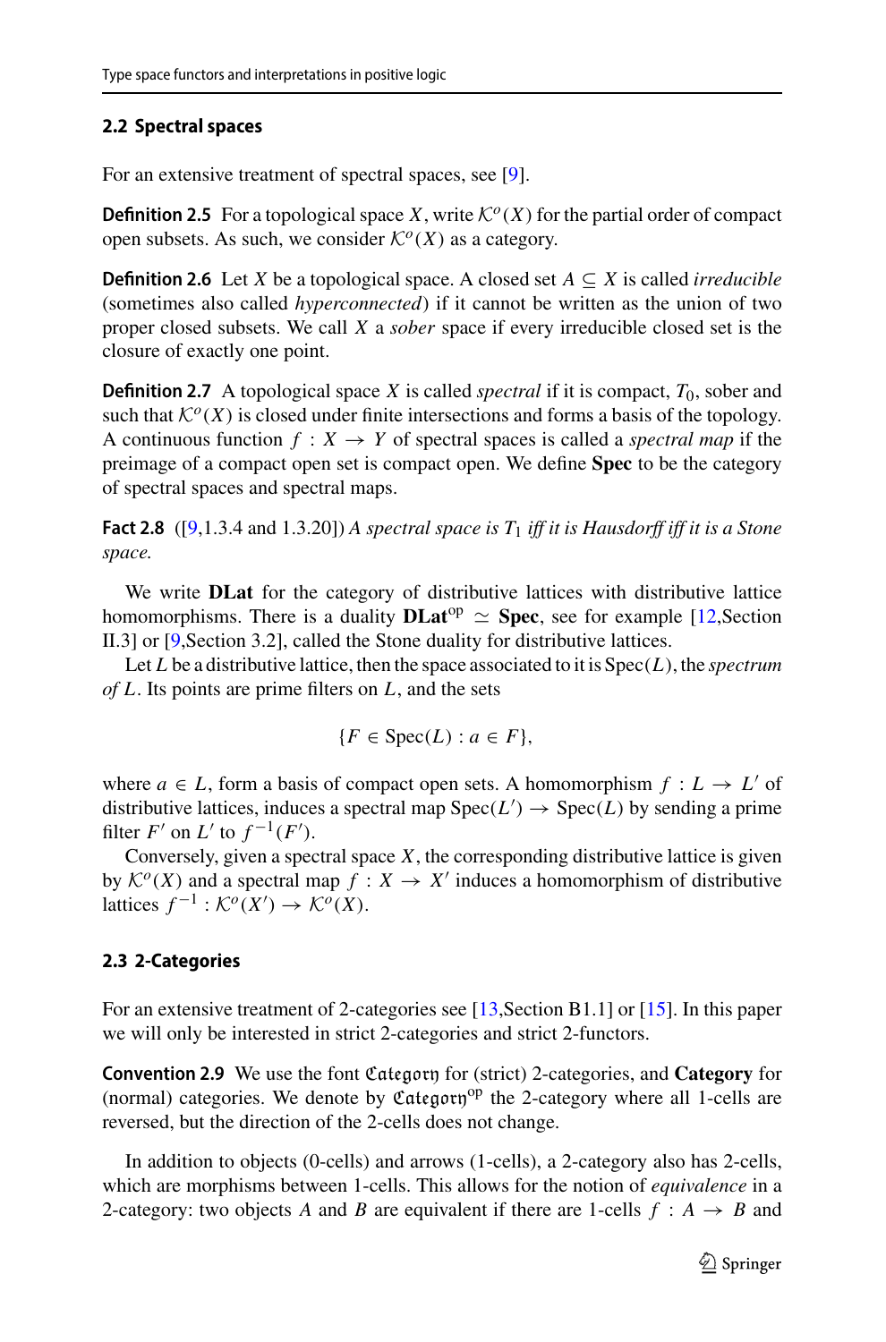### 2.2 Spectral spaces

For an extensive treatment of spectral spaces, see [9].

**Definition 2.5** For a topological space $X$, write $\mathcal{K}^o(X)$ for the partial order of compact open subsets. As such, we consider $\mathcal{K}^o(X)$ as a category.

**Definition 2.6** Let $X$ be a topological space. A closed set $A \subseteq X$ is called *irreducible* (sometimes also called *hyperconnected*) if it cannot be written as the union of two proper closed subsets. We call $X$ a *sober* space if every irreducible closed set is the closure of exactly one point.

**Definition 2.7** A topological space $X$ is called *spectral* if it is compact, $T_0$, sober and such that $\mathcal{K}^o(X)$ is closed under finite intersections and forms a basis of the topology. A continuous function $f : X \to Y$ of spectral spaces is called a *spectral map* if the preimage of a compact open set is compact open. We define **Spec** to be the category of spectral spaces and spectral maps.

**Fact 2.8** ([9,1.3.4 and 1.3.20]) *A spectral space is $T_1$ iff it is Hausdorff iff it is a Stone space.*

We write **DLat** for the category of distributive lattices with distributive lattice homomorphisms. There is a duality $\mathbf{DLat}^{\text{op}} \simeq \mathbf{Spec}$, see for example [12,Section II.3] or [9,Section 3.2], called the Stone duality for distributive lattices.

Let $L$ be a distributive lattice, then the space associated to it is $\text{Spec}(L)$, the *spectrum of* $L$. Its points are prime filters on $L$, and the sets

$$\{F \in \text{Spec}(L) : a \in F\},$$

where $a \in L$, form a basis of compact open sets. A homomorphism $f : L \to L'$ of distributive lattices, induces a spectral map $\text{Spec}(L') \to \text{Spec}(L)$ by sending a prime filter $F'$ on $L'$ to $f^{-1}(F')$.

Conversely, given a spectral space $X$, the corresponding distributive lattice is given by $\mathcal{K}^o(X)$ and a spectral map $f : X \to X'$ induces a homomorphism of distributive lattices $f^{-1} : \mathcal{K}^o(X') \to \mathcal{K}^o(X)$.

### 2.3 2-Categories

For an extensive treatment of 2-categories see [13,Section B1.1] or [15]. In this paper we will only be interested in strict 2-categories and strict 2-functors.

**Convention 2.9** We use the font $\mathfrak{Category}$ for (strict) 2-categories, and **Category** for (normal) categories. We denote by $\mathfrak{Category}^{\text{op}}$ the 2-category where all 1-cells are reversed, but the direction of the 2-cells does not change.

In addition to objects (0-cells) and arrows (1-cells), a 2-category also has 2-cells, which are morphisms between 1-cells. This allows for the notion of *equivalence* in a 2-category: two objects $A$ and $B$ are equivalent if there are 1-cells $f : A \to B$ and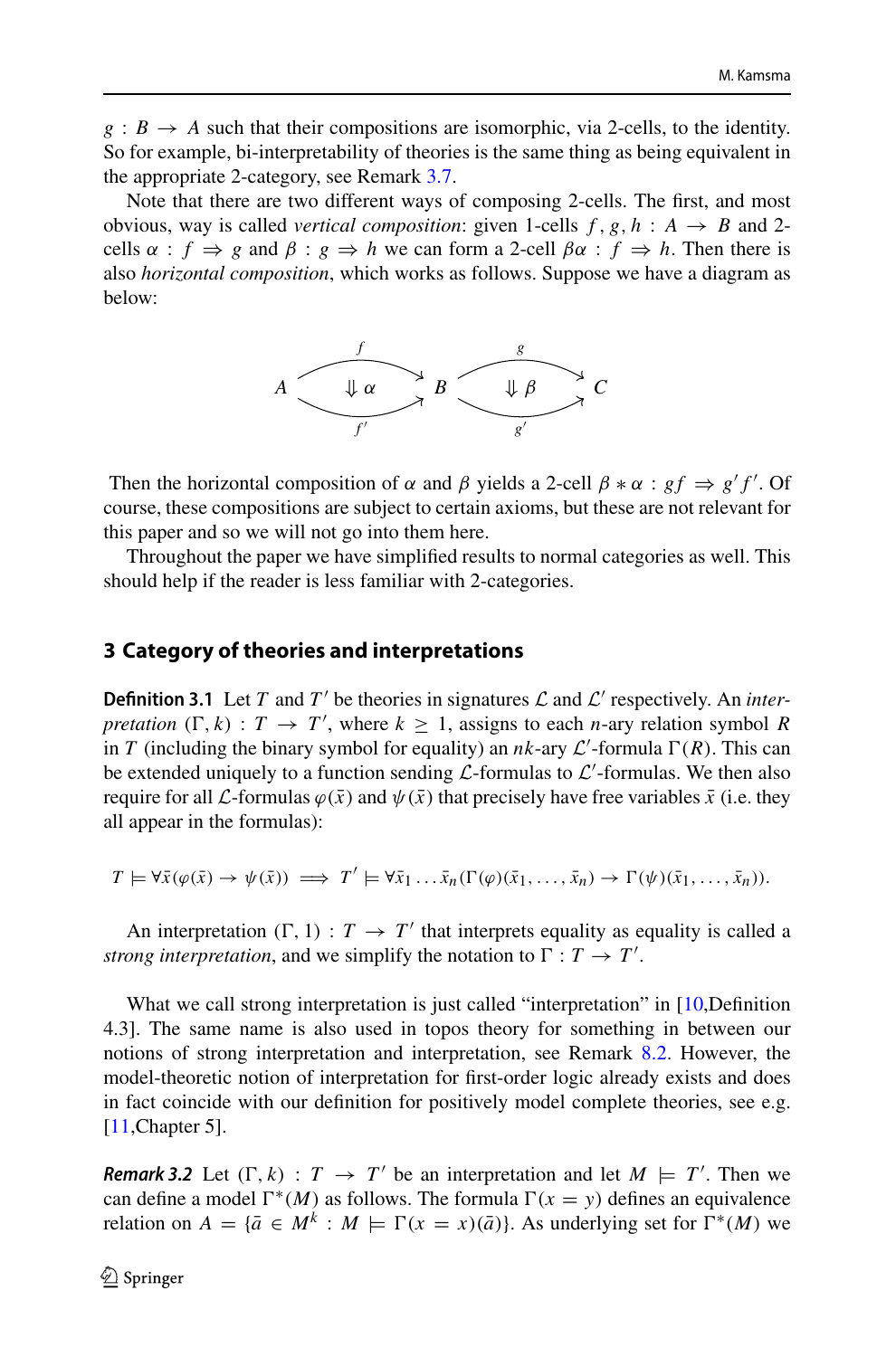$g : B \to A$ such that their compositions are isomorphic, via 2-cells, to the identity. So for example, bi-interpretability of theories is the same thing as being equivalent in the appropriate 2-category, see Remark 3.7.

Note that there are two different ways of composing 2-cells. The first, and most obvious, way is called *vertical composition*: given 1-cells $f, g, h : A \to B$ and 2-cells $\alpha : f \Rightarrow g$ and $\beta : g \Rightarrow h$ we can form a 2-cell $\beta\alpha : f \Rightarrow h$. Then there is also *horizontal composition*, which works as follows. Suppose we have a diagram as below:

$$A \underset{f'}{\overset{f}{\rightrightarrows}} B \underset{g'}{\overset{g}{\rightrightarrows}} C \qquad (\Downarrow \alpha \text{ between } f, f'; \ \Downarrow \beta \text{ between } g, g')$$

Then the horizontal composition of $\alpha$ and $\beta$ yields a 2-cell $\beta * \alpha : gf \Rightarrow g'f'$. Of course, these compositions are subject to certain axioms, but these are not relevant for this paper and so we will not go into them here.

Throughout the paper we have simplified results to normal categories as well. This should help if the reader is less familiar with 2-categories.

## 3 Category of theories and interpretations

**Definition 3.1** Let $T$ and $T'$ be theories in signatures $\mathcal{L}$ and $\mathcal{L}'$ respectively. An *interpretation* $(\Gamma, k) : T \to T'$, where $k \geq 1$, assigns to each $n$-ary relation symbol $R$ in $T$ (including the binary symbol for equality) an $nk$-ary $\mathcal{L}'$-formula $\Gamma(R)$. This can be extended uniquely to a function sending $\mathcal{L}$-formulas to $\mathcal{L}'$-formulas. We then also require for all $\mathcal{L}$-formulas $\varphi(\bar{x})$ and $\psi(\bar{x})$ that precisely have free variables $\bar{x}$ (i.e. they all appear in the formulas):

$$T \models \forall \bar{x}(\varphi(\bar{x}) \to \psi(\bar{x})) \implies T' \models \forall \bar{x}_1 \ldots \bar{x}_n(\Gamma(\varphi)(\bar{x}_1, \ldots, \bar{x}_n) \to \Gamma(\psi)(\bar{x}_1, \ldots, \bar{x}_n)).$$

An interpretation $(\Gamma, 1) : T \to T'$ that interprets equality as equality is called a *strong interpretation*, and we simplify the notation to $\Gamma : T \to T'$.

What we call strong interpretation is just called "interpretation" in [10,Definition 4.3]. The same name is also used in topos theory for something in between our notions of strong interpretation and interpretation, see Remark 8.2. However, the model-theoretic notion of interpretation for first-order logic already exists and does in fact coincide with our definition for positively model complete theories, see e.g. [11,Chapter 5].

***Remark 3.2*** Let $(\Gamma, k) : T \to T'$ be an interpretation and let $M \models T'$. Then we can define a model $\Gamma^*(M)$ as follows. The formula $\Gamma(x = y)$ defines an equivalence relation on $A = \{\bar{a} \in M^k : M \models \Gamma(x = x)(\bar{a})\}$. As underlying set for $\Gamma^*(M)$ we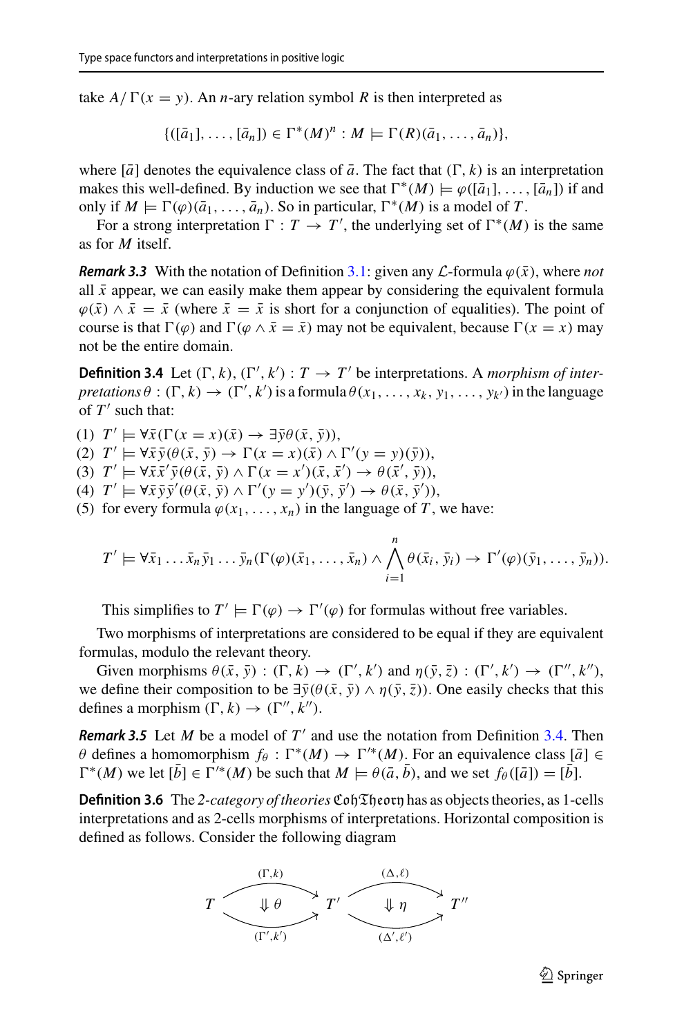take $A/\Gamma(x = y)$. An $n$-ary relation symbol $R$ is then interpreted as

$$\{([\bar{a}_1], \ldots, [\bar{a}_n]) \in \Gamma^*(M)^n : M \models \Gamma(R)(\bar{a}_1, \ldots, \bar{a}_n)\},$$

where $[\bar{a}]$ denotes the equivalence class of $\bar{a}$. The fact that $(\Gamma, k)$ is an interpretation makes this well-defined. By induction we see that $\Gamma^*(M) \models \varphi([\bar{a}_1], \ldots, [\bar{a}_n])$ if and only if $M \models \Gamma(\varphi)(\bar{a}_1, \ldots, \bar{a}_n)$. So in particular, $\Gamma^*(M)$ is a model of $T$.

For a strong interpretation $\Gamma : T \to T'$, the underlying set of $\Gamma^*(M)$ is the same as for $M$ itself.

***Remark 3.3*** With the notation of Definition 3.1: given any $\mathcal{L}$-formula $\varphi(\bar{x})$, where *not* all $\bar{x}$ appear, we can easily make them appear by considering the equivalent formula $\varphi(\bar{x}) \wedge \bar{x} = \bar{x}$ (where $\bar{x} = \bar{x}$ is short for a conjunction of equalities). The point of course is that $\Gamma(\varphi)$ and $\Gamma(\varphi \wedge \bar{x} = \bar{x})$ may not be equivalent, because $\Gamma(x = x)$ may not be the entire domain.

**Definition 3.4** Let $(\Gamma, k), (\Gamma', k') : T \to T'$ be interpretations. A *morphism of interpretations* $\theta : (\Gamma, k) \to (\Gamma', k')$ is a formula $\theta(x_1, \ldots, x_k, y_1, \ldots, y_{k'})$ in the language of $T'$ such that:

1. $T' \models \forall \bar{x}(\Gamma(x = x)(\bar{x}) \to \exists \bar{y}\theta(\bar{x}, \bar{y}))$,
2. $T' \models \forall \bar{x}\bar{y}(\theta(\bar{x}, \bar{y}) \to \Gamma(x = x)(\bar{x}) \wedge \Gamma'(y = y)(\bar{y}))$,
3. $T' \models \forall \bar{x}\bar{x}'\bar{y}(\theta(\bar{x}, \bar{y}) \wedge \Gamma(x = x')(\bar{x}, \bar{x}') \to \theta(\bar{x}', \bar{y}))$,
4. $T' \models \forall \bar{x}\bar{y}\bar{y}'(\theta(\bar{x}, \bar{y}) \wedge \Gamma'(y = y')(\bar{y}, \bar{y}') \to \theta(\bar{x}, \bar{y}'))$,
5. for every formula $\varphi(x_1, \ldots, x_n)$ in the language of $T$, we have:

$$T' \models \forall \bar{x}_1 \ldots \bar{x}_n \bar{y}_1 \ldots \bar{y}_n (\Gamma(\varphi)(\bar{x}_1, \ldots, \bar{x}_n) \wedge \bigwedge_{i=1}^{n} \theta(\bar{x}_i, \bar{y}_i) \to \Gamma'(\varphi)(\bar{y}_1, \ldots, \bar{y}_n)).$$

This simplifies to $T' \models \Gamma(\varphi) \to \Gamma'(\varphi)$ for formulas without free variables.

Two morphisms of interpretations are considered to be equal if they are equivalent formulas, modulo the relevant theory.

Given morphisms $\theta(\bar{x}, \bar{y}) : (\Gamma, k) \to (\Gamma', k')$ and $\eta(\bar{y}, \bar{z}) : (\Gamma', k') \to (\Gamma'', k'')$, we define their composition to be $\exists \bar{y}(\theta(\bar{x}, \bar{y}) \wedge \eta(\bar{y}, \bar{z}))$. One easily checks that this defines a morphism $(\Gamma, k) \to (\Gamma'', k'')$.

***Remark 3.5*** Let $M$ be a model of $T'$ and use the notation from Definition 3.4. Then $\theta$ defines a homomorphism $f_\theta : \Gamma^*(M) \to \Gamma'^*(M)$. For an equivalence class $[\bar{a}] \in \Gamma^*(M)$ we let $[\bar{b}] \in \Gamma'^*(M)$ be such that $M \models \theta(\bar{a}, \bar{b})$, and we set $f_\theta([\bar{a}]) = [\bar{b}]$.

**Definition 3.6** The *2-category of theories* $\mathfrak{CohTheory}$ has as objects theories, as 1-cells interpretations and as 2-cells morphisms of interpretations. Horizontal composition is defined as follows. Consider the following diagram

$$T \underset{(\Gamma',k')}{\overset{(\Gamma,k)}{\rightrightarrows}} T' \underset{(\Delta',\ell')}{\overset{(\Delta,\ell)}{\rightrightarrows}} T'' \qquad (\Downarrow \theta \text{ between the first pair}, \ \Downarrow \eta \text{ between the second pair})$$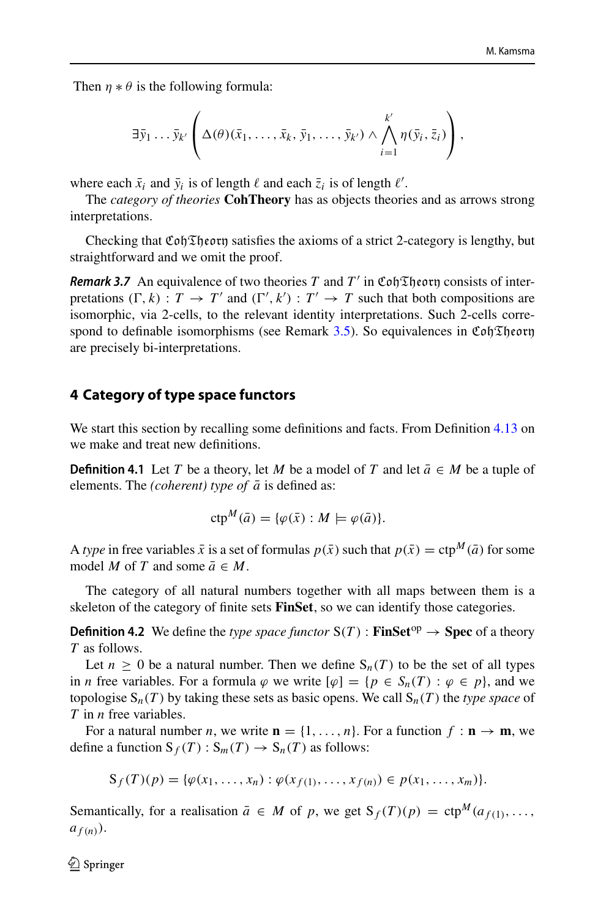Then $\eta * \theta$ is the following formula:

$$\exists \bar{y}_1 \dots \bar{y}_{k'} \left( \Delta(\theta)(\bar{x}_1, \dots, \bar{x}_k, \bar{y}_1, \dots, \bar{y}_{k'}) \wedge \bigwedge_{i=1}^{k'} \eta(\bar{y}_i, \bar{z}_i) \right),$$

where each $\bar{x}_i$ and $\bar{y}_i$ is of length $\ell$ and each $\bar{z}_i$ is of length $\ell'$.

The *category of theories* **CohTheory** has as objects theories and as arrows strong interpretations.

Checking that $\mathfrak{CohTheory}$ satisfies the axioms of a strict 2-category is lengthy, but straightforward and we omit the proof.

***Remark 3.7*** An equivalence of two theories $T$ and $T'$ in $\mathfrak{CohTheory}$ consists of interpretations $(\Gamma, k) : T \to T'$ and $(\Gamma', k') : T' \to T$ such that both compositions are isomorphic, via 2-cells, to the relevant identity interpretations. Such 2-cells correspond to definable isomorphisms (see Remark 3.5). So equivalences in $\mathfrak{CohTheory}$ are precisely bi-interpretations.

## 4 Category of type space functors

We start this section by recalling some definitions and facts. From Definition 4.13 on we make and treat new definitions.

**Definition 4.1** Let $T$ be a theory, let $M$ be a model of $T$ and let $\bar{a} \in M$ be a tuple of elements. The *(coherent) type of* $\bar{a}$ is defined as:

$$\text{ctp}^M(\bar{a}) = \{\varphi(\bar{x}) : M \models \varphi(\bar{a})\}.$$

A *type* in free variables $\bar{x}$ is a set of formulas $p(\bar{x})$ such that $p(\bar{x}) = \text{ctp}^M(\bar{a})$ for some model $M$ of $T$ and some $\bar{a} \in M$.

The category of all natural numbers together with all maps between them is a skeleton of the category of finite sets **FinSet**, so we can identify those categories.

**Definition 4.2** We define the *type space functor* $\text{S}(T) : \textbf{FinSet}^{\text{op}} \to \textbf{Spec}$ of a theory $T$ as follows.

Let $n \geq 0$ be a natural number. Then we define $\text{S}_n(T)$ to be the set of all types in $n$ free variables. For a formula $\varphi$ we write $[\varphi] = \{p \in S_n(T) : \varphi \in p\}$, and we topologise $\text{S}_n(T)$ by taking these sets as basic opens. We call $\text{S}_n(T)$ the *type space* of $T$ in $n$ free variables.

For a natural number $n$, we write $\mathbf{n} = \{1, \dots, n\}$. For a function $f : \mathbf{n} \to \mathbf{m}$, we define a function $\text{S}_f(T) : \text{S}_m(T) \to \text{S}_n(T)$ as follows:

$$\text{S}_f(T)(p) = \{\varphi(x_1, \dots, x_n) : \varphi(x_{f(1)}, \dots, x_{f(n)}) \in p(x_1, \dots, x_m)\}.$$

Semantically, for a realisation $\bar{a} \in M$ of $p$, we get $\text{S}_f(T)(p) = \text{ctp}^M(a_{f(1)}, \dots, a_{f(n)})$.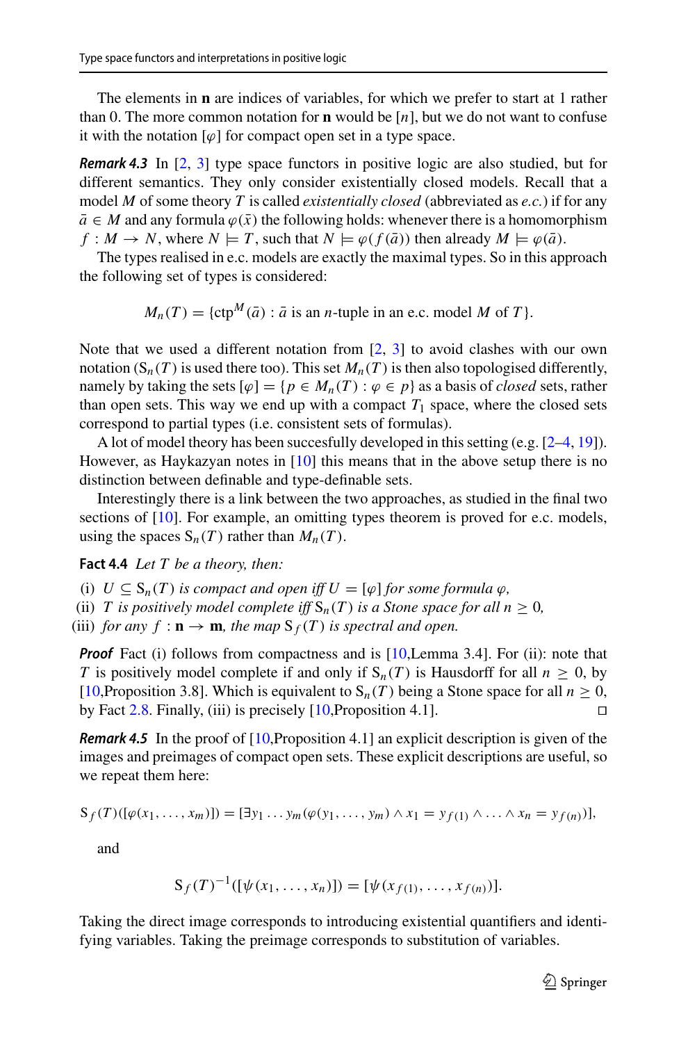The elements in $\mathbf{n}$ are indices of variables, for which we prefer to start at 1 rather than 0. The more common notation for $\mathbf{n}$ would be $[n]$, but we do not want to confuse it with the notation $[\varphi]$ for compact open set in a type space.

***Remark 4.3*** In [2, 3] type space functors in positive logic are also studied, but for different semantics. They only consider existentially closed models. Recall that a model $M$ of some theory $T$ is called *existentially closed* (abbreviated as *e.c.*) if for any $\bar{a} \in M$ and any formula $\varphi(\bar{x})$ the following holds: whenever there is a homomorphism $f : M \to N$, where $N \models T$, such that $N \models \varphi(f(\bar{a}))$ then already $M \models \varphi(\bar{a})$.

The types realised in e.c. models are exactly the maximal types. So in this approach the following set of types is considered:

$$M_n(T) = \{\mathrm{ctp}^M(\bar{a}) : \bar{a} \text{ is an } n\text{-tuple in an e.c. model } M \text{ of } T\}.$$

Note that we used a different notation from [2, 3] to avoid clashes with our own notation ($\mathrm{S}_n(T)$ is used there too). This set $M_n(T)$ is then also topologised differently, namely by taking the sets $[\varphi] = \{p \in M_n(T) : \varphi \in p\}$ as a basis of *closed* sets, rather than open sets. This way we end up with a compact $T_1$ space, where the closed sets correspond to partial types (i.e. consistent sets of formulas).

A lot of model theory has been succesfully developed in this setting (e.g. [2–4, 19]). However, as Haykazyan notes in [10] this means that in the above setup there is no distinction between definable and type-definable sets.

Interestingly there is a link between the two approaches, as studied in the final two sections of [10]. For example, an omitting types theorem is proved for e.c. models, using the spaces $\mathrm{S}_n(T)$ rather than $M_n(T)$.

**Fact 4.4** *Let $T$ be a theory, then:*

(i) *$U \subseteq \mathrm{S}_n(T)$ is compact and open iff $U = [\varphi]$ for some formula $\varphi$,*
(ii) *$T$ is positively model complete iff $\mathrm{S}_n(T)$ is a Stone space for all $n \geq 0$,*
(iii) *for any $f : \mathbf{n} \to \mathbf{m}$, the map $\mathrm{S}_f(T)$ is spectral and open.*

***Proof*** Fact (i) follows from compactness and is [10,Lemma 3.4]. For (ii): note that $T$ is positively model complete if and only if $\mathrm{S}_n(T)$ is Hausdorff for all $n \geq 0$, by [10,Proposition 3.8]. Which is equivalent to $\mathrm{S}_n(T)$ being a Stone space for all $n \geq 0$, by Fact 2.8. Finally, (iii) is precisely [10,Proposition 4.1]. □

***Remark 4.5*** In the proof of [10,Proposition 4.1] an explicit description is given of the images and preimages of compact open sets. These explicit descriptions are useful, so we repeat them here:

$$\mathrm{S}_f(T)([\varphi(x_1, \ldots, x_m)]) = [\exists y_1 \ldots y_m(\varphi(y_1, \ldots, y_m) \wedge x_1 = y_{f(1)} \wedge \ldots \wedge x_n = y_{f(n)})],$$

and

$$\mathrm{S}_f(T)^{-1}([\psi(x_1, \ldots, x_n)]) = [\psi(x_{f(1)}, \ldots, x_{f(n)})].$$

Taking the direct image corresponds to introducing existential quantifiers and identifying variables. Taking the preimage corresponds to substitution of variables.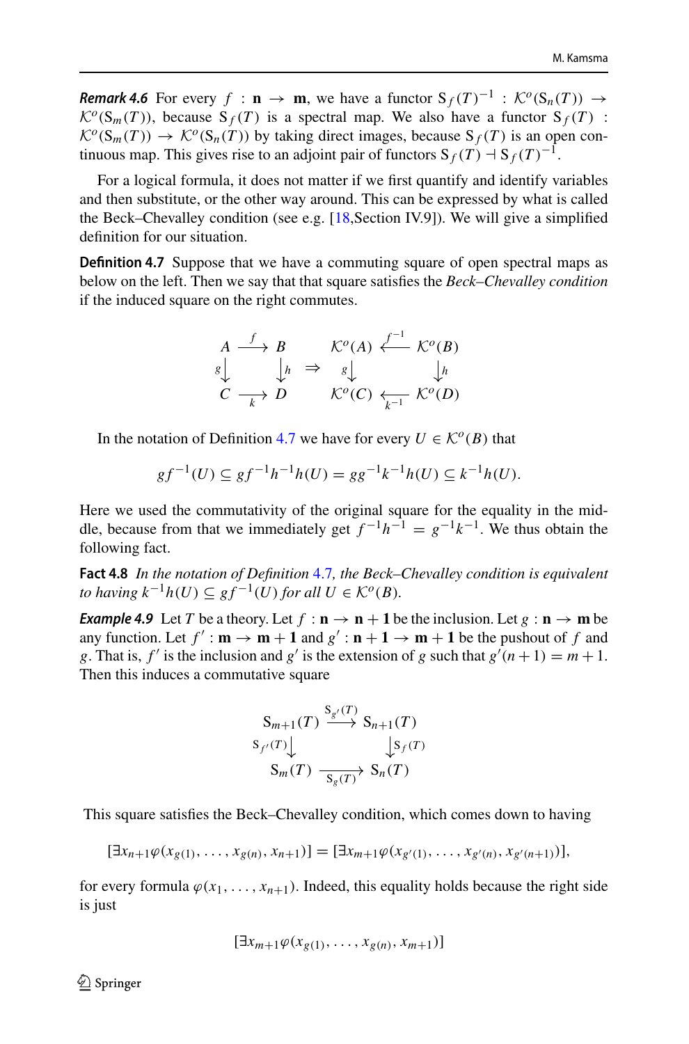***Remark 4.6*** For every $f : \mathbf{n} \to \mathbf{m}$, we have a functor $\mathrm{S}_f(T)^{-1} : \mathcal{K}^o(\mathrm{S}_n(T)) \to \mathcal{K}^o(\mathrm{S}_m(T))$, because $\mathrm{S}_f(T)$ is a spectral map. We also have a functor $\mathrm{S}_f(T) : \mathcal{K}^o(\mathrm{S}_m(T)) \to \mathcal{K}^o(\mathrm{S}_n(T))$ by taking direct images, because $\mathrm{S}_f(T)$ is an open continuous map. This gives rise to an adjoint pair of functors $\mathrm{S}_f(T) \dashv \mathrm{S}_f(T)^{-1}$.

For a logical formula, it does not matter if we first quantify and identify variables and then substitute, or the other way around. This can be expressed by what is called the Beck–Chevalley condition (see e.g. [18,Section IV.9]). We will give a simplified definition for our situation.

**Definition 4.7** Suppose that we have a commuting square of open spectral maps as below on the left. Then we say that that square satisfies the *Beck–Chevalley condition* if the induced square on the right commutes.

$$
\begin{array}{ccc}
A & \xrightarrow{f} & B \\
{\scriptstyle g}\downarrow & & \downarrow{\scriptstyle h} \\
C & \xrightarrow[k]{} & D
\end{array}
\quad \Rightarrow \quad
\begin{array}{ccc}
\mathcal{K}^o(A) & \xleftarrow{f^{-1}} & \mathcal{K}^o(B) \\
{\scriptstyle g}\downarrow & & \downarrow{\scriptstyle h} \\
\mathcal{K}^o(C) & \xleftarrow[k^{-1}]{} & \mathcal{K}^o(D)
\end{array}
$$

In the notation of Definition 4.7 we have for every $U \in \mathcal{K}^o(B)$ that

$$
gf^{-1}(U) \subseteq gf^{-1}h^{-1}h(U) = gg^{-1}k^{-1}h(U) \subseteq k^{-1}h(U).
$$

Here we used the commutativity of the original square for the equality in the middle, because from that we immediately get $f^{-1}h^{-1} = g^{-1}k^{-1}$. We thus obtain the following fact.

**Fact 4.8** *In the notation of Definition 4.7, the Beck–Chevalley condition is equivalent to having $k^{-1}h(U) \subseteq gf^{-1}(U)$ for all $U \in \mathcal{K}^o(B)$.*

***Example 4.9*** Let $T$ be a theory. Let $f : \mathbf{n} \to \mathbf{n+1}$ be the inclusion. Let $g : \mathbf{n} \to \mathbf{m}$ be any function. Let $f' : \mathbf{m} \to \mathbf{m+1}$ and $g' : \mathbf{n+1} \to \mathbf{m+1}$ be the pushout of $f$ and $g$. That is, $f'$ is the inclusion and $g'$ is the extension of $g$ such that $g'(n+1) = m+1$. Then this induces a commutative square

$$
\begin{array}{ccc}
\mathrm{S}_{m+1}(T) & \xrightarrow{\mathrm{S}_{g'}(T)} & \mathrm{S}_{n+1}(T) \\
{\scriptstyle \mathrm{S}_{f'}(T)}\downarrow & & \downarrow{\scriptstyle \mathrm{S}_f(T)} \\
\mathrm{S}_m(T) & \xrightarrow[\mathrm{S}_g(T)]{} & \mathrm{S}_n(T)
\end{array}
$$

This square satisfies the Beck–Chevalley condition, which comes down to having

$$
[\exists x_{n+1}\varphi(x_{g(1)}, \dots, x_{g(n)}, x_{n+1})] = [\exists x_{m+1}\varphi(x_{g'(1)}, \dots, x_{g'(n)}, x_{g'(n+1)})],
$$

for every formula $\varphi(x_1, \dots, x_{n+1})$. Indeed, this equality holds because the right side is just

$$
[\exists x_{m+1}\varphi(x_{g(1)}, \dots, x_{g(n)}, x_{m+1})]
$$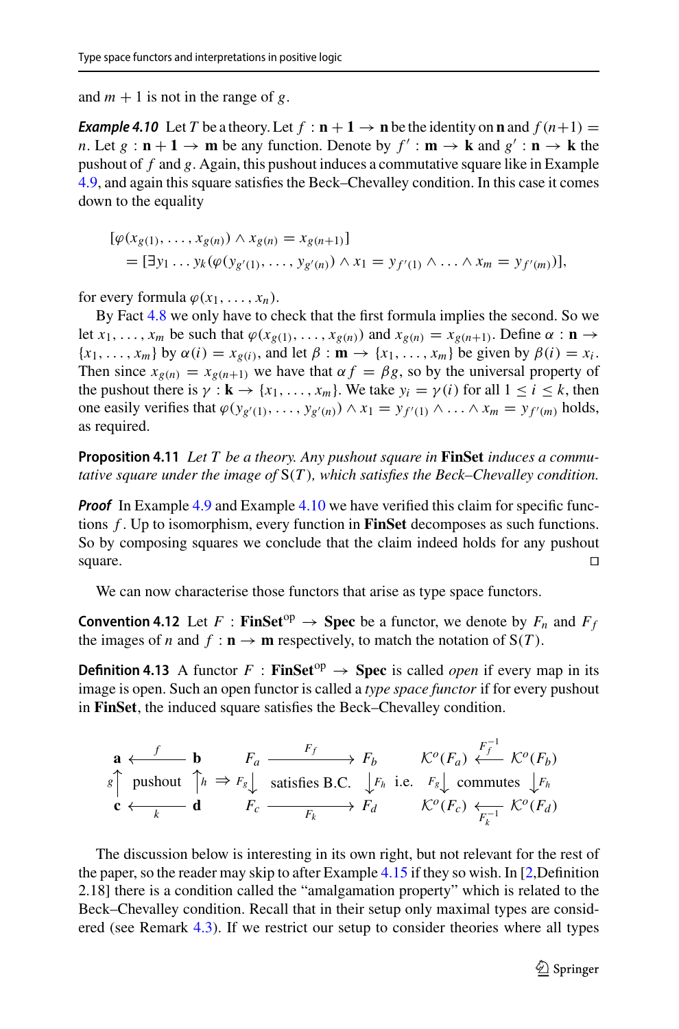and $m + 1$ is not in the range of $g$.

***Example 4.10*** Let $T$ be a theory. Let $f : \mathbf{n+1} \to \mathbf{n}$ be the identity on $\mathbf{n}$ and $f(n+1) = n$. Let $g : \mathbf{n+1} \to \mathbf{m}$ be any function. Denote by $f' : \mathbf{m} \to \mathbf{k}$ and $g' : \mathbf{n} \to \mathbf{k}$ the pushout of $f$ and $g$. Again, this pushout induces a commutative square like in Example 4.9, and again this square satisfies the Beck–Chevalley condition. In this case it comes down to the equality

$$
\begin{aligned}
&[\varphi(x_{g(1)}, \ldots, x_{g(n)}) \wedge x_{g(n)} = x_{g(n+1)}] \\
&\quad = [\exists y_1 \ldots y_k(\varphi(y_{g'(1)}, \ldots, y_{g'(n)}) \wedge x_1 = y_{f'(1)} \wedge \ldots \wedge x_m = y_{f'(m)})],
\end{aligned}
$$

for every formula $\varphi(x_1, \ldots, x_n)$.

By Fact 4.8 we only have to check that the first formula implies the second. So we let $x_1, \ldots, x_m$ be such that $\varphi(x_{g(1)}, \ldots, x_{g(n)})$ and $x_{g(n)} = x_{g(n+1)}$. Define $\alpha : \mathbf{n} \to \{x_1, \ldots, x_m\}$ by $\alpha(i) = x_{g(i)}$, and let $\beta : \mathbf{m} \to \{x_1, \ldots, x_m\}$ be given by $\beta(i) = x_i$. Then since $x_{g(n)} = x_{g(n+1)}$ we have that $\alpha f = \beta g$, so by the universal property of the pushout there is $\gamma : \mathbf{k} \to \{x_1, \ldots, x_m\}$. We take $y_i = \gamma(i)$ for all $1 \leq i \leq k$, then one easily verifies that $\varphi(y_{g'(1)}, \ldots, y_{g'(n)}) \wedge x_1 = y_{f'(1)} \wedge \ldots \wedge x_m = y_{f'(m)}$ holds, as required.

**Proposition 4.11** *Let $T$ be a theory. Any pushout square in* **FinSet** *induces a commutative square under the image of $\mathrm{S}(T)$, which satisfies the Beck–Chevalley condition.*

***Proof*** In Example 4.9 and Example 4.10 we have verified this claim for specific functions $f$. Up to isomorphism, every function in **FinSet** decomposes as such functions. So by composing squares we conclude that the claim indeed holds for any pushout square. □

We can now characterise those functors that arise as type space functors.

**Convention 4.12** Let $F : \mathbf{FinSet}^{\mathrm{op}} \to \mathbf{Spec}$ be a functor, we denote by $F_n$ and $F_f$ the images of $n$ and $f : \mathbf{n} \to \mathbf{m}$ respectively, to match the notation of $\mathrm{S}(T)$.

**Definition 4.13** A functor $F : \mathbf{FinSet}^{\mathrm{op}} \to \mathbf{Spec}$ is called *open* if every map in its image is open. Such an open functor is called a *type space functor* if for every pushout in **FinSet**, the induced square satisfies the Beck–Chevalley condition.

$$
\begin{array}{ccc}
\mathbf{a} & \xleftarrow{f} & \mathbf{b} \\
{\scriptstyle g}\uparrow & \text{pushout} & \uparrow{\scriptstyle h} \\
\mathbf{c} & \xleftarrow[k]{} & \mathbf{d}
\end{array}
\;\Rightarrow\;
\begin{array}{ccc}
F_a & \xrightarrow{F_f} & F_b \\
{\scriptstyle F_g}\downarrow & \text{satisfies B.C.} & \downarrow{\scriptstyle F_h} \\
F_c & \xrightarrow[F_k]{} & F_d
\end{array}
\;\text{i.e.}\;
\begin{array}{ccc}
\mathcal{K}^o(F_a) & \xleftarrow{F_f^{-1}} & \mathcal{K}^o(F_b) \\
{\scriptstyle F_g}\downarrow & \text{commutes} & \downarrow{\scriptstyle F_h} \\
\mathcal{K}^o(F_c) & \xleftarrow[F_k^{-1}]{} & \mathcal{K}^o(F_d)
\end{array}
$$

The discussion below is interesting in its own right, but not relevant for the rest of the paper, so the reader may skip to after Example 4.15 if they so wish. In [2, Definition 2.18] there is a condition called the "amalgamation property" which is related to the Beck–Chevalley condition. Recall that in their setup only maximal types are considered (see Remark 4.3). If we restrict our setup to consider theories where all types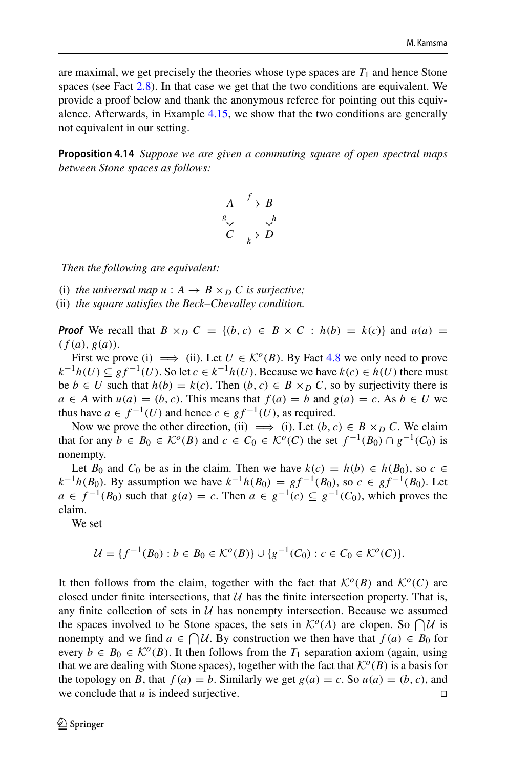are maximal, we get precisely the theories whose type spaces are $T_1$ and hence Stone spaces (see Fact 2.8). In that case we get that the two conditions are equivalent. We provide a proof below and thank the anonymous referee for pointing out this equivalence. Afterwards, in Example 4.15, we show that the two conditions are generally not equivalent in our setting.

**Proposition 4.14** *Suppose we are given a commuting square of open spectral maps between Stone spaces as follows:*

$$\begin{array}{ccc} A & \xrightarrow{f} & B \\ {\scriptstyle g}\downarrow & & \downarrow{\scriptstyle h} \\ C & \xrightarrow[k]{} & D \end{array}$$

*Then the following are equivalent:*

(i) *the universal map $u : A \to B \times_D C$ is surjective;*
(ii) *the square satisfies the Beck–Chevalley condition.*

***Proof*** We recall that $B \times_D C = \{(b, c) \in B \times C : h(b) = k(c)\}$ and $u(a) = (f(a), g(a))$.

First we prove (i) $\implies$ (ii). Let $U \in \mathcal{K}^o(B)$. By Fact 4.8 we only need to prove $k^{-1}h(U) \subseteq gf^{-1}(U)$. So let $c \in k^{-1}h(U)$. Because we have $k(c) \in h(U)$ there must be $b \in U$ such that $h(b) = k(c)$. Then $(b, c) \in B \times_D C$, so by surjectivity there is $a \in A$ with $u(a) = (b, c)$. This means that $f(a) = b$ and $g(a) = c$. As $b \in U$ we thus have $a \in f^{-1}(U)$ and hence $c \in gf^{-1}(U)$, as required.

Now we prove the other direction, (ii) $\implies$ (i). Let $(b, c) \in B \times_D C$. We claim that for any $b \in B_0 \in \mathcal{K}^o(B)$ and $c \in C_0 \in \mathcal{K}^o(C)$ the set $f^{-1}(B_0) \cap g^{-1}(C_0)$ is nonempty.

Let $B_0$ and $C_0$ be as in the claim. Then we have $k(c) = h(b) \in h(B_0)$, so $c \in k^{-1}h(B_0)$. By assumption we have $k^{-1}h(B_0) = gf^{-1}(B_0)$, so $c \in gf^{-1}(B_0)$. Let $a \in f^{-1}(B_0)$ such that $g(a) = c$. Then $a \in g^{-1}(c) \subseteq g^{-1}(C_0)$, which proves the claim.

We set

$$\mathcal{U} = \{f^{-1}(B_0) : b \in B_0 \in \mathcal{K}^o(B)\} \cup \{g^{-1}(C_0) : c \in C_0 \in \mathcal{K}^o(C)\}.$$

It then follows from the claim, together with the fact that $\mathcal{K}^o(B)$ and $\mathcal{K}^o(C)$ are closed under finite intersections, that $\mathcal{U}$ has the finite intersection property. That is, any finite collection of sets in $\mathcal{U}$ has nonempty intersection. Because we assumed the spaces involved to be Stone spaces, the sets in $\mathcal{K}^o(A)$ are clopen. So $\bigcap \mathcal{U}$ is nonempty and we find $a \in \bigcap \mathcal{U}$. By construction we then have that $f(a) \in B_0$ for every $b \in B_0 \in \mathcal{K}^o(B)$. It then follows from the $T_1$ separation axiom (again, using that we are dealing with Stone spaces), together with the fact that $\mathcal{K}^o(B)$ is a basis for the topology on $B$, that $f(a) = b$. Similarly we get $g(a) = c$. So $u(a) = (b, c)$, and we conclude that $u$ is indeed surjective. $\square$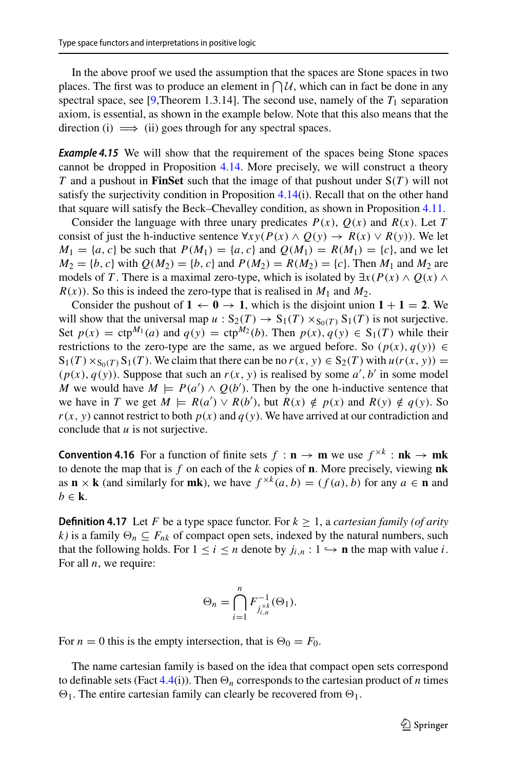In the above proof we used the assumption that the spaces are Stone spaces in two places. The first was to produce an element in $\bigcap \mathcal{U}$, which can in fact be done in any spectral space, see [9,Theorem 1.3.14]. The second use, namely of the $T_1$ separation axiom, is essential, as shown in the example below. Note that this also means that the direction (i) $\implies$ (ii) goes through for any spectral spaces.

***Example 4.15*** We will show that the requirement of the spaces being Stone spaces cannot be dropped in Proposition 4.14. More precisely, we will construct a theory $T$ and a pushout in **FinSet** such that the image of that pushout under $\mathrm{S}(T)$ will not satisfy the surjectivity condition in Proposition 4.14(i). Recall that on the other hand that square will satisfy the Beck–Chevalley condition, as shown in Proposition 4.11.

Consider the language with three unary predicates $P(x)$, $Q(x)$ and $R(x)$. Let $T$ consist of just the h-inductive sentence $\forall xy(P(x) \wedge Q(y) \to R(x) \vee R(y))$. We let $M_1 = \{a, c\}$ be such that $P(M_1) = \{a, c\}$ and $Q(M_1) = R(M_1) = \{c\}$, and we let $M_2 = \{b, c\}$ with $Q(M_2) = \{b, c\}$ and $P(M_2) = R(M_2) = \{c\}$. Then $M_1$ and $M_2$ are models of $T$. There is a maximal zero-type, which is isolated by $\exists x(P(x) \wedge Q(x) \wedge R(x))$. So this is indeed the zero-type that is realised in $M_1$ and $M_2$.

Consider the pushout of $\mathbf{1} \leftarrow \mathbf{0} \to \mathbf{1}$, which is the disjoint union $\mathbf{1} + \mathbf{1} = \mathbf{2}$. We will show that the universal map $u : \mathrm{S}_2(T) \to \mathrm{S}_1(T) \times_{\mathrm{S}_0(T)} \mathrm{S}_1(T)$ is not surjective. Set $p(x) = \mathrm{ctp}^{M_1}(a)$ and $q(y) = \mathrm{ctp}^{M_2}(b)$. Then $p(x), q(y) \in \mathrm{S}_1(T)$ while their restrictions to the zero-type are the same, as we argued before. So $(p(x), q(y)) \in \mathrm{S}_1(T) \times_{\mathrm{S}_0(T)} \mathrm{S}_1(T)$. We claim that there can be no $r(x, y) \in \mathrm{S}_2(T)$ with $u(r(x, y)) = (p(x), q(y))$. Suppose that such an $r(x, y)$ is realised by some $a', b'$ in some model $M$ we would have $M \models P(a') \wedge Q(b')$. Then by the one h-inductive sentence that we have in $T$ we get $M \models R(a') \vee R(b')$, but $R(x) \notin p(x)$ and $R(y) \notin q(y)$. So $r(x, y)$ cannot restrict to both $p(x)$ and $q(y)$. We have arrived at our contradiction and conclude that $u$ is not surjective.

**Convention 4.16** For a function of finite sets $f : \mathbf{n} \to \mathbf{m}$ we use $f^{\times k} : \mathbf{nk} \to \mathbf{mk}$ to denote the map that is $f$ on each of the $k$ copies of $\mathbf{n}$. More precisely, viewing $\mathbf{nk}$ as $\mathbf{n} \times \mathbf{k}$ (and similarly for $\mathbf{mk}$), we have $f^{\times k}(a, b) = (f(a), b)$ for any $a \in \mathbf{n}$ and $b \in \mathbf{k}$.

**Definition 4.17** Let $F$ be a type space functor. For $k \geq 1$, a *cartesian family (of arity $k$)* is a family $\Theta_n \subseteq F_{nk}$ of compact open sets, indexed by the natural numbers, such that the following holds. For $1 \leq i \leq n$ denote by $j_{i,n} : 1 \hookrightarrow \mathbf{n}$ the map with value $i$. For all $n$, we require:

$$\Theta_n = \bigcap_{i=1}^{n} F^{-1}_{j_{i,n}^{\times k}}(\Theta_1).$$

For $n = 0$ this is the empty intersection, that is $\Theta_0 = F_0$.

The name cartesian family is based on the idea that compact open sets correspond to definable sets (Fact 4.4(i)). Then $\Theta_n$ corresponds to the cartesian product of $n$ times $\Theta_1$. The entire cartesian family can clearly be recovered from $\Theta_1$.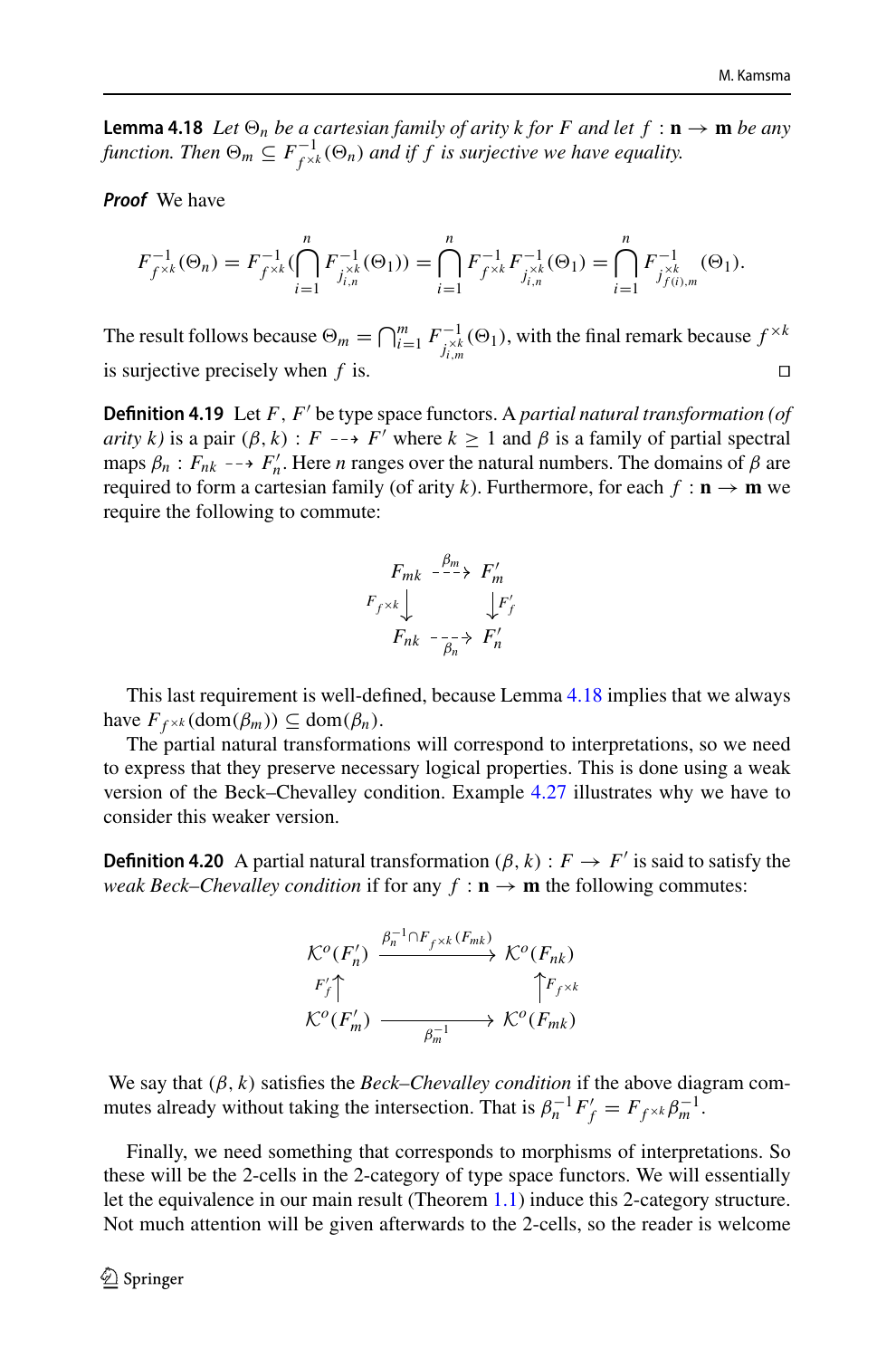**Lemma 4.18** *Let $\Theta_n$ be a cartesian family of arity $k$ for $F$ and let $f : \mathbf{n} \to \mathbf{m}$ be any function. Then $\Theta_m \subseteq F^{-1}_{f^{\times k}}(\Theta_n)$ and if $f$ is surjective we have equality.*

***Proof*** We have

$$F^{-1}_{f^{\times k}}(\Theta_n) = F^{-1}_{f^{\times k}}(\bigcap_{i=1}^{n} F^{-1}_{j^{\times k}_{i,n}}(\Theta_1)) = \bigcap_{i=1}^{n} F^{-1}_{f^{\times k}} F^{-1}_{j^{\times k}_{i,n}}(\Theta_1) = \bigcap_{i=1}^{n} F^{-1}_{j^{\times k}_{f(i),m}}(\Theta_1).$$

The result follows because $\Theta_m = \bigcap_{i=1}^{m} F^{-1}_{j^{\times k}_{i,m}}(\Theta_1)$, with the final remark because $f^{\times k}$ is surjective precisely when $f$ is. $\square$

**Definition 4.19** Let $F$, $F'$ be type space functors. A *partial natural transformation (of arity $k$)* is a pair $(\beta, k) : F \dashrightarrow F'$ where $k \geq 1$ and $\beta$ is a family of partial spectral maps $\beta_n : F_{nk} \dashrightarrow F'_n$. Here $n$ ranges over the natural numbers. The domains of $\beta$ are required to form a cartesian family (of arity $k$). Furthermore, for each $f : \mathbf{n} \to \mathbf{m}$ we require the following to commute:

$$\begin{array}{ccc} F_{mk} & \overset{\beta_m}{\dashrightarrow} & F'_m \\ {\scriptstyle F_{f^{\times k}}}\downarrow & & \downarrow{\scriptstyle F'_f} \\ F_{nk} & \underset{\beta_n}{\dashrightarrow} & F'_n \end{array}$$

This last requirement is well-defined, because Lemma 4.18 implies that we always have $F_{f^{\times k}}(\text{dom}(\beta_m)) \subseteq \text{dom}(\beta_n)$.

The partial natural transformations will correspond to interpretations, so we need to express that they preserve necessary logical properties. This is done using a weak version of the Beck–Chevalley condition. Example 4.27 illustrates why we have to consider this weaker version.

**Definition 4.20** A partial natural transformation $(\beta, k) : F \to F'$ is said to satisfy the *weak Beck–Chevalley condition* if for any $f : \mathbf{n} \to \mathbf{m}$ the following commutes:

$$\begin{array}{ccc} \mathcal{K}^o(F'_n) & \xrightarrow{\beta_n^{-1} \cap F_{f^{\times k}}(F_{mk})} & \mathcal{K}^o(F_{nk}) \\ {\scriptstyle F'_f}\uparrow & & \uparrow{\scriptstyle F_{f^{\times k}}} \\ \mathcal{K}^o(F'_m) & \xrightarrow[\beta_m^{-1}]{} & \mathcal{K}^o(F_{mk}) \end{array}$$

We say that $(\beta, k)$ satisfies the *Beck–Chevalley condition* if the above diagram commutes already without taking the intersection. That is $\beta_n^{-1} F'_f = F_{f^{\times k}} \beta_m^{-1}$.

Finally, we need something that corresponds to morphisms of interpretations. So these will be the 2-cells in the 2-category of type space functors. We will essentially let the equivalence in our main result (Theorem 1.1) induce this 2-category structure. Not much attention will be given afterwards to the 2-cells, so the reader is welcome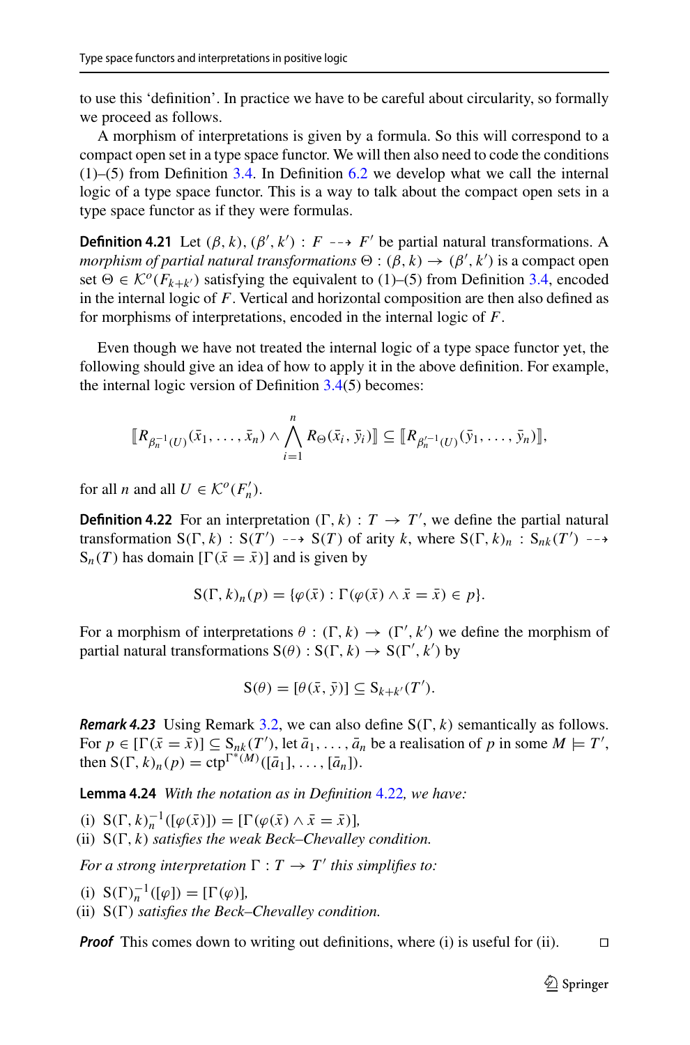to use this 'definition'. In practice we have to be careful about circularity, so formally we proceed as follows.

A morphism of interpretations is given by a formula. So this will correspond to a compact open set in a type space functor. We will then also need to code the conditions (1)–(5) from Definition 3.4. In Definition 6.2 we develop what we call the internal logic of a type space functor. This is a way to talk about the compact open sets in a type space functor as if they were formulas.

**Definition 4.21** Let $(\beta, k), (\beta', k') : F \dashrightarrow F'$ be partial natural transformations. A *morphism of partial natural transformations* $\Theta : (\beta, k) \to (\beta', k')$ is a compact open set $\Theta \in \mathcal{K}^o(F_{k+k'})$ satisfying the equivalent to (1)–(5) from Definition 3.4, encoded in the internal logic of $F$. Vertical and horizontal composition are then also defined as for morphisms of interpretations, encoded in the internal logic of $F$.

Even though we have not treated the internal logic of a type space functor yet, the following should give an idea of how to apply it in the above definition. For example, the internal logic version of Definition 3.4(5) becomes:

$$[\![R_{\beta_n^{-1}(U)}(\bar{x}_1, \ldots, \bar{x}_n) \wedge \bigwedge_{i=1}^{n} R_\Theta(\bar{x}_i, \bar{y}_i)]\!] \subseteq [\![R_{\beta_n'^{-1}(U)}(\bar{y}_1, \ldots, \bar{y}_n)]\!],$$

for all $n$ and all $U \in \mathcal{K}^o(F_n')$.

**Definition 4.22** For an interpretation $(\Gamma, k) : T \to T'$, we define the partial natural transformation $\mathrm{S}(\Gamma, k) : \mathrm{S}(T') \dashrightarrow \mathrm{S}(T)$ of arity $k$, where $\mathrm{S}(\Gamma, k)_n : \mathrm{S}_{nk}(T') \dashrightarrow \mathrm{S}_n(T)$ has domain $[\Gamma(\bar{x} = \bar{x})]$ and is given by

$$\mathrm{S}(\Gamma, k)_n(p) = \{\varphi(\bar{x}) : \Gamma(\varphi(\bar{x}) \wedge \bar{x} = \bar{x}) \in p\}.$$

For a morphism of interpretations $\theta : (\Gamma, k) \to (\Gamma', k')$ we define the morphism of partial natural transformations $\mathrm{S}(\theta) : \mathrm{S}(\Gamma, k) \to \mathrm{S}(\Gamma', k')$ by

$$\mathrm{S}(\theta) = [\theta(\bar{x}, \bar{y})] \subseteq \mathrm{S}_{k+k'}(T').$$

***Remark 4.23*** Using Remark 3.2, we can also define $\mathrm{S}(\Gamma, k)$ semantically as follows. For $p \in [\Gamma(\bar{x} = \bar{x})] \subseteq \mathrm{S}_{nk}(T')$, let $\bar{a}_1, \ldots, \bar{a}_n$ be a realisation of $p$ in some $M \models T'$, then $\mathrm{S}(\Gamma, k)_n(p) = \mathrm{ctp}^{\Gamma^*(M)}([\bar{a}_1], \ldots, [\bar{a}_n])$.

**Lemma 4.24** *With the notation as in Definition 4.22, we have:*

(i) $\mathrm{S}(\Gamma, k)_n^{-1}([\varphi(\bar{x})]) = [\Gamma(\varphi(\bar{x}) \wedge \bar{x} = \bar{x})]$,
(ii) $\mathrm{S}(\Gamma, k)$ *satisfies the weak Beck–Chevalley condition.*

*For a strong interpretation* $\Gamma : T \to T'$ *this simplifies to:*

(i) $\mathrm{S}(\Gamma)_n^{-1}([\varphi]) = [\Gamma(\varphi)]$,
(ii) $\mathrm{S}(\Gamma)$ *satisfies the Beck–Chevalley condition.*

***Proof*** This comes down to writing out definitions, where (i) is useful for (ii). □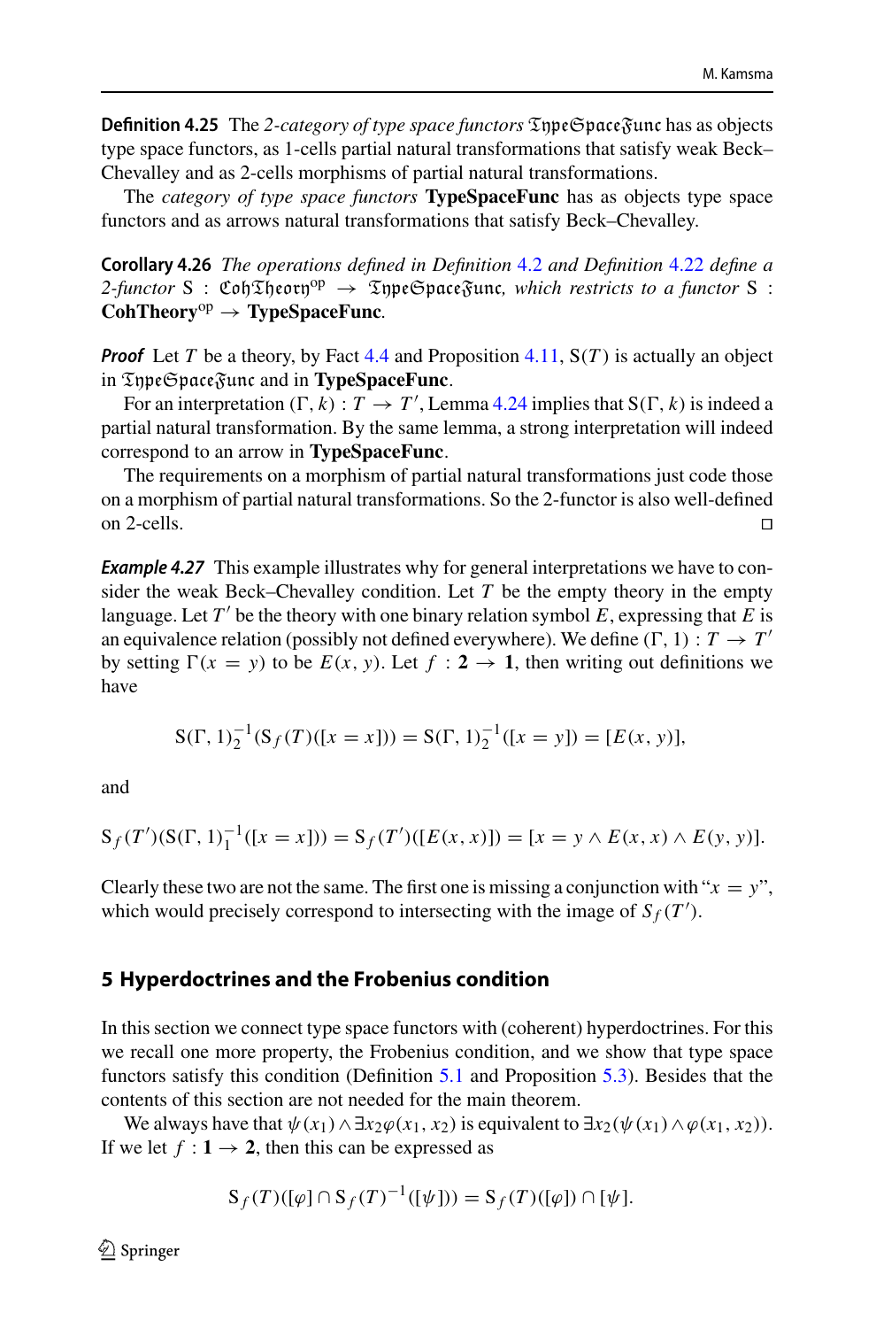**Definition 4.25** The *2-category of type space functors* $\mathfrak{TypeSpaceFunc}$ has as objects type space functors, as 1-cells partial natural transformations that satisfy weak Beck–Chevalley and as 2-cells morphisms of partial natural transformations.

The *category of type space functors* **TypeSpaceFunc** has as objects type space functors and as arrows natural transformations that satisfy Beck–Chevalley.

**Corollary 4.26** *The operations defined in Definition 4.2 and Definition 4.22 define a 2-functor* $\mathrm{S} : \mathfrak{CohTheory}^{\mathrm{op}} \to \mathfrak{TypeSpaceFunc}$*, which restricts to a functor* $\mathrm{S}$ : $\mathbf{CohTheory}^{\mathrm{op}} \to \mathbf{TypeSpaceFunc}$.

***Proof*** Let $T$ be a theory, by Fact 4.4 and Proposition 4.11, $\mathrm{S}(T)$ is actually an object in $\mathfrak{TypeSpaceFunc}$ and in **TypeSpaceFunc**.

For an interpretation $(\Gamma, k) : T \to T'$, Lemma 4.24 implies that $\mathrm{S}(\Gamma, k)$ is indeed a partial natural transformation. By the same lemma, a strong interpretation will indeed correspond to an arrow in **TypeSpaceFunc**.

The requirements on a morphism of partial natural transformations just code those on a morphism of partial natural transformations. So the 2-functor is also well-defined on 2-cells. □

***Example 4.27*** This example illustrates why for general interpretations we have to consider the weak Beck–Chevalley condition. Let $T$ be the empty theory in the empty language. Let $T'$ be the theory with one binary relation symbol $E$, expressing that $E$ is an equivalence relation (possibly not defined everywhere). We define $(\Gamma, 1) : T \to T'$ by setting $\Gamma(x = y)$ to be $E(x, y)$. Let $f : \mathbf{2} \to \mathbf{1}$, then writing out definitions we have

$$\mathrm{S}(\Gamma, 1)_2^{-1}(\mathrm{S}_f(T)([x = x])) = \mathrm{S}(\Gamma, 1)_2^{-1}([x = y]) = [E(x, y)],$$

and

$$\mathrm{S}_f(T')(\mathrm{S}(\Gamma, 1)_1^{-1}([x = x])) = \mathrm{S}_f(T')([E(x, x)]) = [x = y \wedge E(x, x) \wedge E(y, y)].$$

Clearly these two are not the same. The first one is missing a conjunction with "$x = y$", which would precisely correspond to intersecting with the image of $S_f(T')$.

## 5 Hyperdoctrines and the Frobenius condition

In this section we connect type space functors with (coherent) hyperdoctrines. For this we recall one more property, the Frobenius condition, and we show that type space functors satisfy this condition (Definition 5.1 and Proposition 5.3). Besides that the contents of this section are not needed for the main theorem.

We always have that $\psi(x_1) \wedge \exists x_2 \varphi(x_1, x_2)$ is equivalent to $\exists x_2(\psi(x_1) \wedge \varphi(x_1, x_2))$. If we let $f : \mathbf{1} \to \mathbf{2}$, then this can be expressed as

$$\mathrm{S}_f(T)([\varphi] \cap \mathrm{S}_f(T)^{-1}([\psi])) = \mathrm{S}_f(T)([\varphi]) \cap [\psi].$$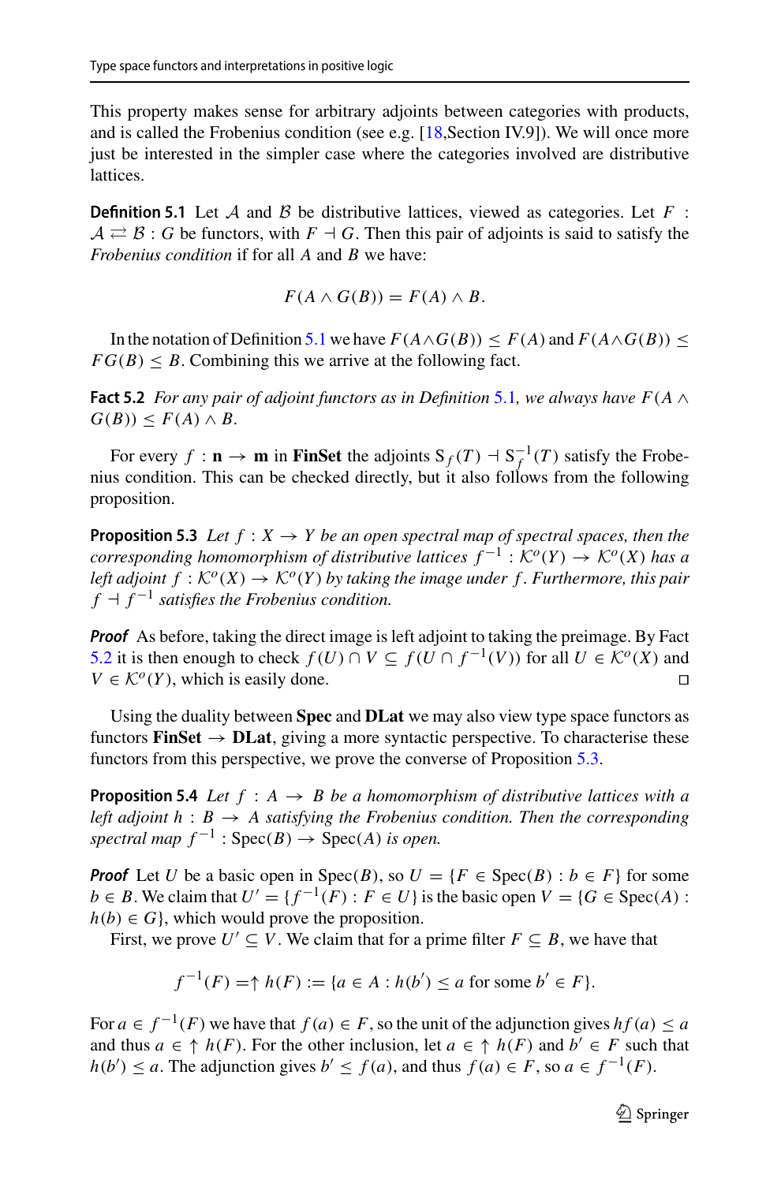This property makes sense for arbitrary adjoints between categories with products, and is called the Frobenius condition (see e.g. [18,Section IV.9]). We will once more just be interested in the simpler case where the categories involved are distributive lattices.

**Definition 5.1** Let $\mathcal{A}$ and $\mathcal{B}$ be distributive lattices, viewed as categories. Let $F : \mathcal{A} \rightleftarrows \mathcal{B} : G$ be functors, with $F \dashv G$. Then this pair of adjoints is said to satisfy the *Frobenius condition* if for all $A$ and $B$ we have:

$$F(A \wedge G(B)) = F(A) \wedge B.$$

In the notation of Definition 5.1 we have $F(A \wedge G(B)) \leq F(A)$ and $F(A \wedge G(B)) \leq FG(B) \leq B$. Combining this we arrive at the following fact.

**Fact 5.2** *For any pair of adjoint functors as in Definition 5.1, we always have* $F(A \wedge G(B)) \leq F(A) \wedge B$.

For every $f : \mathbf{n} \to \mathbf{m}$ in **FinSet** the adjoints $\mathrm{S}_f(T) \dashv \mathrm{S}_f^{-1}(T)$ satisfy the Frobenius condition. This can be checked directly, but it also follows from the following proposition.

**Proposition 5.3** *Let $f : X \to Y$ be an open spectral map of spectral spaces, then the corresponding homomorphism of distributive lattices $f^{-1} : \mathcal{K}^o(Y) \to \mathcal{K}^o(X)$ has a left adjoint $f : \mathcal{K}^o(X) \to \mathcal{K}^o(Y)$ by taking the image under $f$. Furthermore, this pair $f \dashv f^{-1}$ satisfies the Frobenius condition.*

***Proof*** As before, taking the direct image is left adjoint to taking the preimage. By Fact 5.2 it is then enough to check $f(U) \cap V \subseteq f(U \cap f^{-1}(V))$ for all $U \in \mathcal{K}^o(X)$ and $V \in \mathcal{K}^o(Y)$, which is easily done. $\square$

Using the duality between **Spec** and **DLat** we may also view type space functors as functors **FinSet** $\to$ **DLat**, giving a more syntactic perspective. To characterise these functors from this perspective, we prove the converse of Proposition 5.3.

**Proposition 5.4** *Let $f : A \to B$ be a homomorphism of distributive lattices with a left adjoint $h : B \to A$ satisfying the Frobenius condition. Then the corresponding spectral map $f^{-1} : \mathrm{Spec}(B) \to \mathrm{Spec}(A)$ is open.*

***Proof*** Let $U$ be a basic open in $\mathrm{Spec}(B)$, so $U = \{F \in \mathrm{Spec}(B) : b \in F\}$ for some $b \in B$. We claim that $U' = \{f^{-1}(F) : F \in U\}$ is the basic open $V = \{G \in \mathrm{Spec}(A) : h(b) \in G\}$, which would prove the proposition.

First, we prove $U' \subseteq V$. We claim that for a prime filter $F \subseteq B$, we have that

$$f^{-1}(F) = \uparrow h(F) := \{a \in A : h(b') \leq a \text{ for some } b' \in F\}.$$

For $a \in f^{-1}(F)$ we have that $f(a) \in F$, so the unit of the adjunction gives $hf(a) \leq a$ and thus $a \in \uparrow h(F)$. For the other inclusion, let $a \in \uparrow h(F)$ and $b' \in F$ such that $h(b') \leq a$. The adjunction gives $b' \leq f(a)$, and thus $f(a) \in F$, so $a \in f^{-1}(F)$.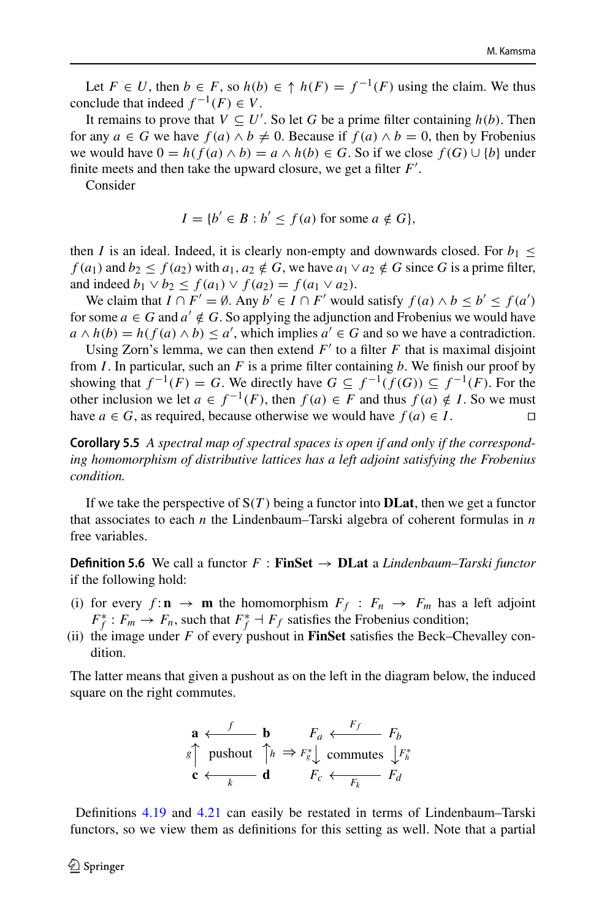Let $F \in U$, then $b \in F$, so $h(b) \in \uparrow h(F) = f^{-1}(F)$ using the claim. We thus conclude that indeed $f^{-1}(F) \in V$.

It remains to prove that $V \subseteq U'$. So let $G$ be a prime filter containing $h(b)$. Then for any $a \in G$ we have $f(a) \wedge b \neq 0$. Because if $f(a) \wedge b = 0$, then by Frobenius we would have $0 = h(f(a) \wedge b) = a \wedge h(b) \in G$. So if we close $f(G) \cup \{b\}$ under finite meets and then take the upward closure, we get a filter $F'$.

Consider

$$I = \{b' \in B : b' \leq f(a) \text{ for some } a \notin G\},$$

then $I$ is an ideal. Indeed, it is clearly non-empty and downwards closed. For $b_1 \leq f(a_1)$ and $b_2 \leq f(a_2)$ with $a_1, a_2 \notin G$, we have $a_1 \vee a_2 \notin G$ since $G$ is a prime filter, and indeed $b_1 \vee b_2 \leq f(a_1) \vee f(a_2) = f(a_1 \vee a_2)$.

We claim that $I \cap F' = \emptyset$. Any $b' \in I \cap F'$ would satisfy $f(a) \wedge b \leq b' \leq f(a')$ for some $a \in G$ and $a' \notin G$. So applying the adjunction and Frobenius we would have $a \wedge h(b) = h(f(a) \wedge b) \leq a'$, which implies $a' \in G$ and so we have a contradiction.

Using Zorn's lemma, we can then extend $F'$ to a filter $F$ that is maximal disjoint from $I$. In particular, such an $F$ is a prime filter containing $b$. We finish our proof by showing that $f^{-1}(F) = G$. We directly have $G \subseteq f^{-1}(f(G)) \subseteq f^{-1}(F)$. For the other inclusion we let $a \in f^{-1}(F)$, then $f(a) \in F$ and thus $f(a) \notin I$. So we must have $a \in G$, as required, because otherwise we would have $f(a) \in I$. $\square$

**Corollary 5.5** *A spectral map of spectral spaces is open if and only if the corresponding homomorphism of distributive lattices has a left adjoint satisfying the Frobenius condition.*

If we take the perspective of $\mathrm{S}(T)$ being a functor into **DLat**, then we get a functor that associates to each $n$ the Lindenbaum–Tarski algebra of coherent formulas in $n$ free variables.

**Definition 5.6** We call a functor $F : \mathbf{FinSet} \to \mathbf{DLat}$ a *Lindenbaum–Tarski functor* if the following hold:

(i) for every $f : \mathbf{n} \to \mathbf{m}$ the homomorphism $F_f : F_n \to F_m$ has a left adjoint $F_f^* : F_m \to F_n$, such that $F_f^* \dashv F_f$ satisfies the Frobenius condition;
(ii) the image under $F$ of every pushout in **FinSet** satisfies the Beck–Chevalley condition.

The latter means that given a pushout as on the left in the diagram below, the induced square on the right commutes.

$$\begin{array}{ccc} \mathbf{a} & \xleftarrow{\ f\ } & \mathbf{b} \\ {\scriptstyle g}\uparrow & \text{pushout} & \uparrow{\scriptstyle h} \\ \mathbf{c} & \xleftarrow[\ k\ ]{} & \mathbf{d} \end{array} \quad \Rightarrow \quad \begin{array}{ccc} F_a & \xleftarrow{\ F_f\ } & F_b \\ {\scriptstyle F_g^*}\downarrow & \text{commutes} & \downarrow{\scriptstyle F_h^*} \\ F_c & \xleftarrow[\ F_k\ ]{} & F_d \end{array}$$

Definitions 4.19 and 4.21 can easily be restated in terms of Lindenbaum–Tarski functors, so we view them as definitions for this setting as well. Note that a partial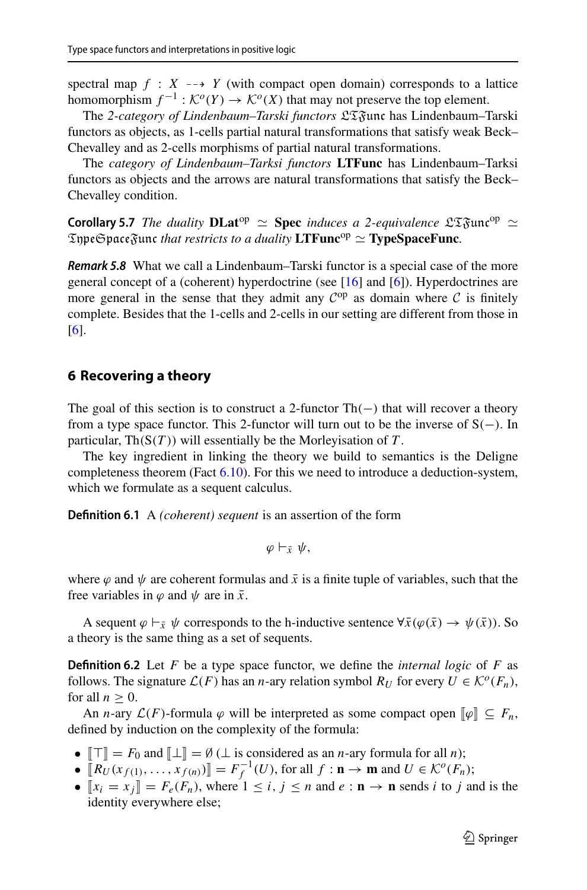spectral map $f : X \dashrightarrow Y$ (with compact open domain) corresponds to a lattice homomorphism $f^{-1} : \mathcal{K}^o(Y) \to \mathcal{K}^o(X)$ that may not preserve the top element.

The *2-category of Lindenbaum–Tarski functors* $\mathfrak{LTFunc}$ has Lindenbaum–Tarski functors as objects, as 1-cells partial natural transformations that satisfy weak Beck–Chevalley and as 2-cells morphisms of partial natural transformations.

The *category of Lindenbaum–Tarksi functors* **LTFunc** has Lindenbaum–Tarksi functors as objects and the arrows are natural transformations that satisfy the Beck–Chevalley condition.

**Corollary 5.7** *The duality* $\mathbf{DLat}^{\mathrm{op}} \simeq \mathbf{Spec}$ *induces a 2-equivalence* $\mathfrak{LTFunc}^{\mathrm{op}} \simeq \mathfrak{TypeSpaceFunc}$ *that restricts to a duality* $\mathbf{LTFunc}^{\mathrm{op}} \simeq \mathbf{TypeSpaceFunc}$.

***Remark 5.8*** What we call a Lindenbaum–Tarski functor is a special case of the more general concept of a (coherent) hyperdoctrine (see [16] and [6]). Hyperdoctrines are more general in the sense that they admit any $\mathcal{C}^{\mathrm{op}}$ as domain where $\mathcal{C}$ is finitely complete. Besides that the 1-cells and 2-cells in our setting are different from those in [6].

## 6 Recovering a theory

The goal of this section is to construct a 2-functor $\mathrm{Th}(-)$ that will recover a theory from a type space functor. This 2-functor will turn out to be the inverse of $\mathrm{S}(-)$. In particular, $\mathrm{Th}(\mathrm{S}(T))$ will essentially be the Morleyisation of $T$.

The key ingredient in linking the theory we build to semantics is the Deligne completeness theorem (Fact 6.10). For this we need to introduce a deduction-system, which we formulate as a sequent calculus.

**Definition 6.1** A *(coherent) sequent* is an assertion of the form

$$\varphi \vdash_{\bar{x}} \psi,$$

where $\varphi$ and $\psi$ are coherent formulas and $\bar{x}$ is a finite tuple of variables, such that the free variables in $\varphi$ and $\psi$ are in $\bar{x}$.

A sequent $\varphi \vdash_{\bar{x}} \psi$ corresponds to the h-inductive sentence $\forall \bar{x}(\varphi(\bar{x}) \to \psi(\bar{x}))$. So a theory is the same thing as a set of sequents.

**Definition 6.2** Let $F$ be a type space functor, we define the *internal logic* of $F$ as follows. The signature $\mathcal{L}(F)$ has an $n$-ary relation symbol $R_U$ for every $U \in \mathcal{K}^o(F_n)$, for all $n \geq 0$.

An $n$-ary $\mathcal{L}(F)$-formula $\varphi$ will be interpreted as some compact open $[\![\varphi]\!] \subseteq F_n$, defined by induction on the complexity of the formula:

- $[\![\top]\!] = F_0$ and $[\![\bot]\!] = \emptyset$ ($\bot$ is considered as an $n$-ary formula for all $n$);
- $[\![R_U(x_{f(1)}, \ldots, x_{f(n)})]\!] = F_f^{-1}(U)$, for all $f : \mathbf{n} \to \mathbf{m}$ and $U \in \mathcal{K}^o(F_n)$;
- $[\![x_i = x_j]\!] = F_e(F_n)$, where $1 \leq i, j \leq n$ and $e : \mathbf{n} \to \mathbf{n}$ sends $i$ to $j$ and is the identity everywhere else;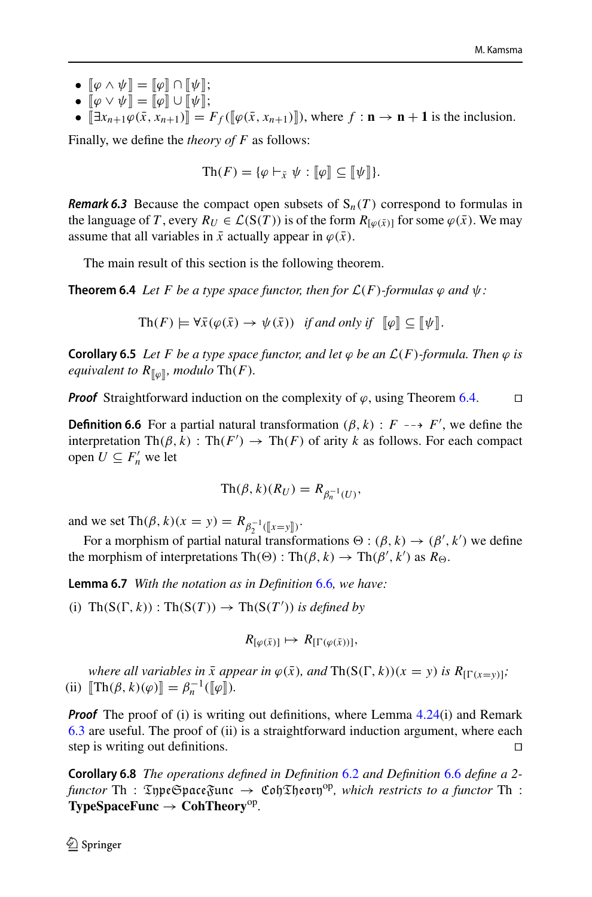- $[\![\varphi \wedge \psi]\!] = [\![\varphi]\!] \cap [\![\psi]\!]$;
- $[\![\varphi \vee \psi]\!] = [\![\varphi]\!] \cup [\![\psi]\!]$;
- $[\![\exists x_{n+1}\varphi(\bar{x}, x_{n+1})]\!] = F_f([\![\varphi(\bar{x}, x_{n+1})]\!])$, where $f : \mathbf{n} \to \mathbf{n+1}$ is the inclusion.

Finally, we define the *theory of* $F$ as follows:

$$\mathrm{Th}(F) = \{\varphi \vdash_{\bar{x}} \psi : [\![\varphi]\!] \subseteq [\![\psi]\!]\}.$$

***Remark 6.3*** Because the compact open subsets of $\mathrm{S}_n(T)$ correspond to formulas in the language of $T$, every $R_U \in \mathcal{L}(\mathrm{S}(T))$ is of the form $R_{[\varphi(\bar{x})]}$ for some $\varphi(\bar{x})$. We may assume that all variables in $\bar{x}$ actually appear in $\varphi(\bar{x})$.

The main result of this section is the following theorem.

**Theorem 6.4** *Let $F$ be a type space functor, then for $\mathcal{L}(F)$-formulas $\varphi$ and $\psi$:*

$$\mathrm{Th}(F) \models \forall \bar{x}(\varphi(\bar{x}) \to \psi(\bar{x})) \quad \textit{if and only if} \quad [\![\varphi]\!] \subseteq [\![\psi]\!].$$

**Corollary 6.5** *Let $F$ be a type space functor, and let $\varphi$ be an $\mathcal{L}(F)$-formula. Then $\varphi$ is equivalent to $R_{[\![\varphi]\!]}$, modulo $\mathrm{Th}(F)$.*

***Proof*** Straightforward induction on the complexity of $\varphi$, using Theorem 6.4. □

**Definition 6.6** For a partial natural transformation $(\beta, k) : F \dashrightarrow F'$, we define the interpretation $\mathrm{Th}(\beta, k) : \mathrm{Th}(F') \to \mathrm{Th}(F)$ of arity $k$ as follows. For each compact open $U \subseteq F'_n$ we let

$$\mathrm{Th}(\beta, k)(R_U) = R_{\beta_n^{-1}(U)},$$

and we set $\mathrm{Th}(\beta, k)(x = y) = R_{\beta_2^{-1}([\![x=y]\!])}$.

For a morphism of partial natural transformations $\Theta : (\beta, k) \to (\beta', k')$ we define the morphism of interpretations $\mathrm{Th}(\Theta) : \mathrm{Th}(\beta, k) \to \mathrm{Th}(\beta', k')$ as $R_\Theta$.

**Lemma 6.7** *With the notation as in Definition 6.6, we have:*

(i) $\mathrm{Th}(\mathrm{S}(\Gamma, k)) : \mathrm{Th}(\mathrm{S}(T)) \to \mathrm{Th}(\mathrm{S}(T'))$ *is defined by*

$$R_{[\varphi(\bar{x})]} \mapsto R_{[\Gamma(\varphi(\bar{x}))]},$$

*where all variables in $\bar{x}$ appear in $\varphi(\bar{x})$, and $\mathrm{Th}(\mathrm{S}(\Gamma, k))(x = y)$ is $R_{[\Gamma(x=y)]}$;*

(ii) $[\![\mathrm{Th}(\beta, k)(\varphi)]\!] = \beta_n^{-1}([\![\varphi]\!])$.

***Proof*** The proof of (i) is writing out definitions, where Lemma 4.24(i) and Remark 6.3 are useful. The proof of (ii) is a straightforward induction argument, where each step is writing out definitions. □

**Corollary 6.8** *The operations defined in Definition 6.2 and Definition 6.6 define a 2-functor* $\mathrm{Th} : \mathfrak{TypeSpaceFunc} \to \mathfrak{CohTheory}^{\mathrm{op}}$, *which restricts to a functor* $\mathrm{Th}$ : **TypeSpaceFunc** $\to$ **CohTheory**$^{\mathrm{op}}$.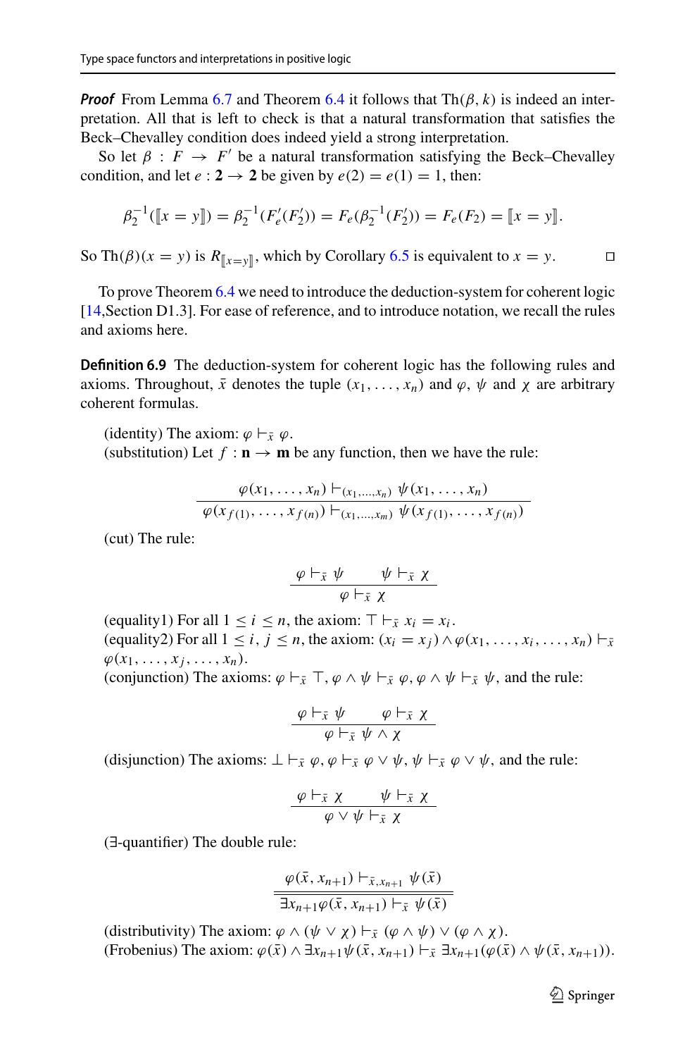***Proof*** From Lemma 6.7 and Theorem 6.4 it follows that $\text{Th}(\beta, k)$ is indeed an interpretation. All that is left to check is that a natural transformation that satisfies the Beck–Chevalley condition does indeed yield a strong interpretation.

So let $\beta : F \to F'$ be a natural transformation satisfying the Beck–Chevalley condition, and let $e : \mathbf{2} \to \mathbf{2}$ be given by $e(2) = e(1) = 1$, then:

$$\beta_2^{-1}([\![x = y]\!]) = \beta_2^{-1}(F'_e(F'_2)) = F_e(\beta_2^{-1}(F'_2)) = F_e(F_2) = [\![x = y]\!].$$

So $\text{Th}(\beta)(x = y)$ is $R_{[\![x=y]\!]}$, which by Corollary 6.5 is equivalent to $x = y$. $\square$

To prove Theorem 6.4 we need to introduce the deduction-system for coherent logic [14,Section D1.3]. For ease of reference, and to introduce notation, we recall the rules and axioms here.

**Definition 6.9** The deduction-system for coherent logic has the following rules and axioms. Throughout, $\bar{x}$ denotes the tuple $(x_1, \dots, x_n)$ and $\varphi$, $\psi$ and $\chi$ are arbitrary coherent formulas.

(identity) The axiom: $\varphi \vdash_{\bar{x}} \varphi$.
(substitution) Let $f : \mathbf{n} \to \mathbf{m}$ be any function, then we have the rule:

$$\frac{\varphi(x_1, \dots, x_n) \vdash_{(x_1, \dots, x_n)} \psi(x_1, \dots, x_n)}{\varphi(x_{f(1)}, \dots, x_{f(n)}) \vdash_{(x_1, \dots, x_m)} \psi(x_{f(1)}, \dots, x_{f(n)})}$$

(cut) The rule:

$$\frac{\varphi \vdash_{\bar{x}} \psi \qquad \psi \vdash_{\bar{x}} \chi}{\varphi \vdash_{\bar{x}} \chi}$$

(equality1) For all $1 \leq i \leq n$, the axiom: $\top \vdash_{\bar{x}} x_i = x_i$.
(equality2) For all $1 \leq i, j \leq n$, the axiom: $(x_i = x_j) \wedge \varphi(x_1, \dots, x_i, \dots, x_n) \vdash_{\bar{x}} \varphi(x_1, \dots, x_j, \dots, x_n)$.
(conjunction) The axioms: $\varphi \vdash_{\bar{x}} \top$, $\varphi \wedge \psi \vdash_{\bar{x}} \varphi$, $\varphi \wedge \psi \vdash_{\bar{x}} \psi$, and the rule:

$$\frac{\varphi \vdash_{\bar{x}} \psi \qquad \varphi \vdash_{\bar{x}} \chi}{\varphi \vdash_{\bar{x}} \psi \wedge \chi}$$

(disjunction) The axioms: $\bot \vdash_{\bar{x}} \varphi$, $\varphi \vdash_{\bar{x}} \varphi \vee \psi$, $\psi \vdash_{\bar{x}} \varphi \vee \psi$, and the rule:

$$\frac{\varphi \vdash_{\bar{x}} \chi \qquad \psi \vdash_{\bar{x}} \chi}{\varphi \vee \psi \vdash_{\bar{x}} \chi}$$

($\exists$-quantifier) The double rule:

$$\frac{\varphi(\bar{x}, x_{n+1}) \vdash_{\bar{x}, x_{n+1}} \psi(\bar{x})}{\overline{\exists x_{n+1} \varphi(\bar{x}, x_{n+1}) \vdash_{\bar{x}} \psi(\bar{x})}}$$

(distributivity) The axiom: $\varphi \wedge (\psi \vee \chi) \vdash_{\bar{x}} (\varphi \wedge \psi) \vee (\varphi \wedge \chi)$.
(Frobenius) The axiom: $\varphi(\bar{x}) \wedge \exists x_{n+1} \psi(\bar{x}, x_{n+1}) \vdash_{\bar{x}} \exists x_{n+1}(\varphi(\bar{x}) \wedge \psi(\bar{x}, x_{n+1}))$.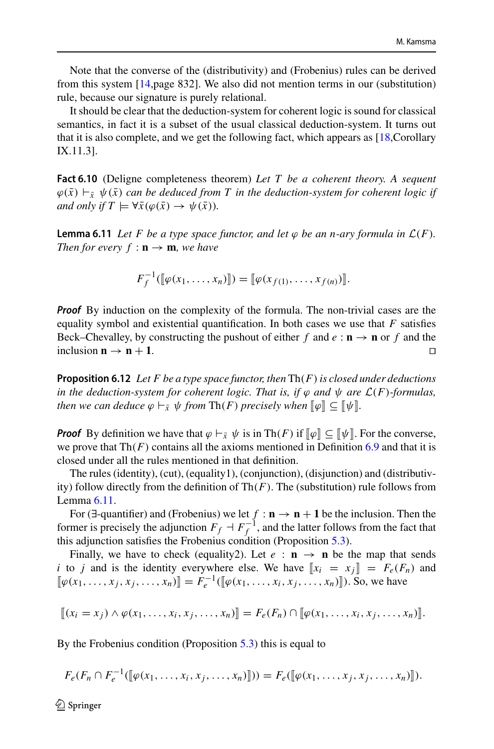Note that the converse of the (distributivity) and (Frobenius) rules can be derived from this system [14,page 832]. We also did not mention terms in our (substitution) rule, because our signature is purely relational.

It should be clear that the deduction-system for coherent logic is sound for classical semantics, in fact it is a subset of the usual classical deduction-system. It turns out that it is also complete, and we get the following fact, which appears as [18,Corollary IX.11.3].

**Fact 6.10** (Deligne completeness theorem) *Let $T$ be a coherent theory. A sequent $\varphi(\bar{x}) \vdash_{\bar{x}} \psi(\bar{x})$ can be deduced from $T$ in the deduction-system for coherent logic if and only if $T \models \forall \bar{x}(\varphi(\bar{x}) \to \psi(\bar{x}))$.*

**Lemma 6.11** *Let $F$ be a type space functor, and let $\varphi$ be an $n$-ary formula in $\mathcal{L}(F)$. Then for every $f : \mathbf{n} \to \mathbf{m}$, we have*

$$F_f^{-1}(\llbracket \varphi(x_1, \ldots, x_n) \rrbracket) = \llbracket \varphi(x_{f(1)}, \ldots, x_{f(n)}) \rrbracket.$$

***Proof*** By induction on the complexity of the formula. The non-trivial cases are the equality symbol and existential quantification. In both cases we use that $F$ satisfies Beck–Chevalley, by constructing the pushout of either $f$ and $e : \mathbf{n} \to \mathbf{n}$ or $f$ and the inclusion $\mathbf{n} \to \mathbf{n+1}$. □

**Proposition 6.12** *Let $F$ be a type space functor, then $\mathrm{Th}(F)$ is closed under deductions in the deduction-system for coherent logic. That is, if $\varphi$ and $\psi$ are $\mathcal{L}(F)$-formulas, then we can deduce $\varphi \vdash_{\bar{x}} \psi$ from $\mathrm{Th}(F)$ precisely when $\llbracket \varphi \rrbracket \subseteq \llbracket \psi \rrbracket$.*

***Proof*** By definition we have that $\varphi \vdash_{\bar{x}} \psi$ is in $\mathrm{Th}(F)$ if $\llbracket \varphi \rrbracket \subseteq \llbracket \psi \rrbracket$. For the converse, we prove that $\mathrm{Th}(F)$ contains all the axioms mentioned in Definition 6.9 and that it is closed under all the rules mentioned in that definition.

The rules (identity), (cut), (equality1), (conjunction), (disjunction) and (distributivity) follow directly from the definition of $\mathrm{Th}(F)$. The (substitution) rule follows from Lemma 6.11.

For ($\exists$-quantifier) and (Frobenius) we let $f : \mathbf{n} \to \mathbf{n+1}$ be the inclusion. Then the former is precisely the adjunction $F_f \dashv F_f^{-1}$, and the latter follows from the fact that this adjunction satisfies the Frobenius condition (Proposition 5.3).

Finally, we have to check (equality2). Let $e : \mathbf{n} \to \mathbf{n}$ be the map that sends $i$ to $j$ and is the identity everywhere else. We have $\llbracket x_i = x_j \rrbracket = F_e(F_n)$ and $\llbracket \varphi(x_1, \ldots, x_j, x_j, \ldots, x_n) \rrbracket = F_e^{-1}(\llbracket \varphi(x_1, \ldots, x_i, x_j, \ldots, x_n) \rrbracket)$. So, we have

$$\llbracket (x_i = x_j) \wedge \varphi(x_1, \ldots, x_i, x_j, \ldots, x_n) \rrbracket = F_e(F_n) \cap \llbracket \varphi(x_1, \ldots, x_i, x_j, \ldots, x_n) \rrbracket.$$

By the Frobenius condition (Proposition 5.3) this is equal to

$$F_e(F_n \cap F_e^{-1}(\llbracket \varphi(x_1, \ldots, x_i, x_j, \ldots, x_n) \rrbracket)) = F_e(\llbracket \varphi(x_1, \ldots, x_j, x_j, \ldots, x_n) \rrbracket).$$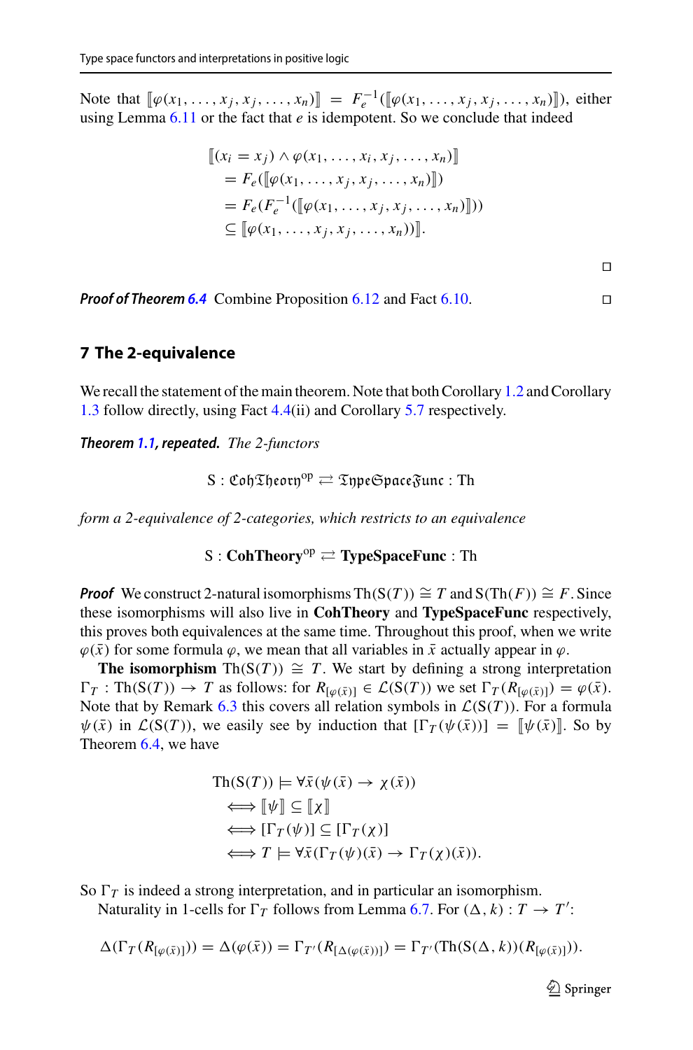Note that $[\![\varphi(x_1, \ldots, x_j, x_j, \ldots, x_n)]\!] = F_e^{-1}([\![\varphi(x_1, \ldots, x_j, x_j, \ldots, x_n)]\!])$, either using Lemma 6.11 or the fact that $e$ is idempotent. So we conclude that indeed

$$
\begin{aligned}
&[\![(x_i = x_j) \wedge \varphi(x_1, \ldots, x_i, x_j, \ldots, x_n)]\!] \\
&\quad = F_e([\![\varphi(x_1, \ldots, x_j, x_j, \ldots, x_n)]\!]) \\
&\quad = F_e(F_e^{-1}([\![\varphi(x_1, \ldots, x_j, x_j, \ldots, x_n)]\!])) \\
&\quad \subseteq [\![\varphi(x_1, \ldots, x_j, x_j, \ldots, x_n))]\!].
\end{aligned}
$$

□

***Proof of Theorem 6.4*** Combine Proposition 6.12 and Fact 6.10. □

## 7 The 2-equivalence

We recall the statement of the main theorem. Note that both Corollary 1.2 and Corollary 1.3 follow directly, using Fact 4.4(ii) and Corollary 5.7 respectively.

***Theorem 1.1, repeated.*** *The 2-functors*

$$
\mathrm{S} : \mathfrak{CohTheory}^{\mathrm{op}} \rightleftarrows \mathfrak{TypeSpaceFunc} : \mathrm{Th}
$$

*form a 2-equivalence of 2-categories, which restricts to an equivalence*

$$
\mathrm{S} : \mathbf{CohTheory}^{\mathrm{op}} \rightleftarrows \mathbf{TypeSpaceFunc} : \mathrm{Th}
$$

***Proof*** We construct 2-natural isomorphisms $\mathrm{Th}(\mathrm{S}(T)) \cong T$ and $\mathrm{S}(\mathrm{Th}(F)) \cong F$. Since these isomorphisms will also live in **CohTheory** and **TypeSpaceFunc** respectively, this proves both equivalences at the same time. Throughout this proof, when we write $\varphi(\bar{x})$ for some formula $\varphi$, we mean that all variables in $\bar{x}$ actually appear in $\varphi$.

**The isomorphism** $\mathrm{Th}(\mathrm{S}(T)) \cong T$. We start by defining a strong interpretation $\Gamma_T : \mathrm{Th}(\mathrm{S}(T)) \to T$ as follows: for $R_{[\varphi(\bar{x})]} \in \mathcal{L}(\mathrm{S}(T))$ we set $\Gamma_T(R_{[\varphi(\bar{x})]}) = \varphi(\bar{x})$. Note that by Remark 6.3 this covers all relation symbols in $\mathcal{L}(\mathrm{S}(T))$. For a formula $\psi(\bar{x})$ in $\mathcal{L}(\mathrm{S}(T))$, we easily see by induction that $[\Gamma_T(\psi(\bar{x}))] = [\![\psi(\bar{x})]\!]$. So by Theorem 6.4, we have

$$
\begin{aligned}
&\mathrm{Th}(\mathrm{S}(T)) \models \forall \bar{x}(\psi(\bar{x}) \to \chi(\bar{x})) \\
&\quad \iff [\![\psi]\!] \subseteq [\![\chi]\!] \\
&\quad \iff [\Gamma_T(\psi)] \subseteq [\Gamma_T(\chi)] \\
&\quad \iff T \models \forall \bar{x}(\Gamma_T(\psi)(\bar{x}) \to \Gamma_T(\chi)(\bar{x})).
\end{aligned}
$$

So $\Gamma_T$ is indeed a strong interpretation, and in particular an isomorphism.

Naturality in 1-cells for $\Gamma_T$ follows from Lemma 6.7. For $(\Delta, k) : T \to T'$:

$$
\Delta(\Gamma_T(R_{[\varphi(\bar{x})]})) = \Delta(\varphi(\bar{x})) = \Gamma_{T'}(R_{[\Delta(\varphi(\bar{x}))]}) = \Gamma_{T'}(\mathrm{Th}(\mathrm{S}(\Delta, k))(R_{[\varphi(\bar{x})]})).
$$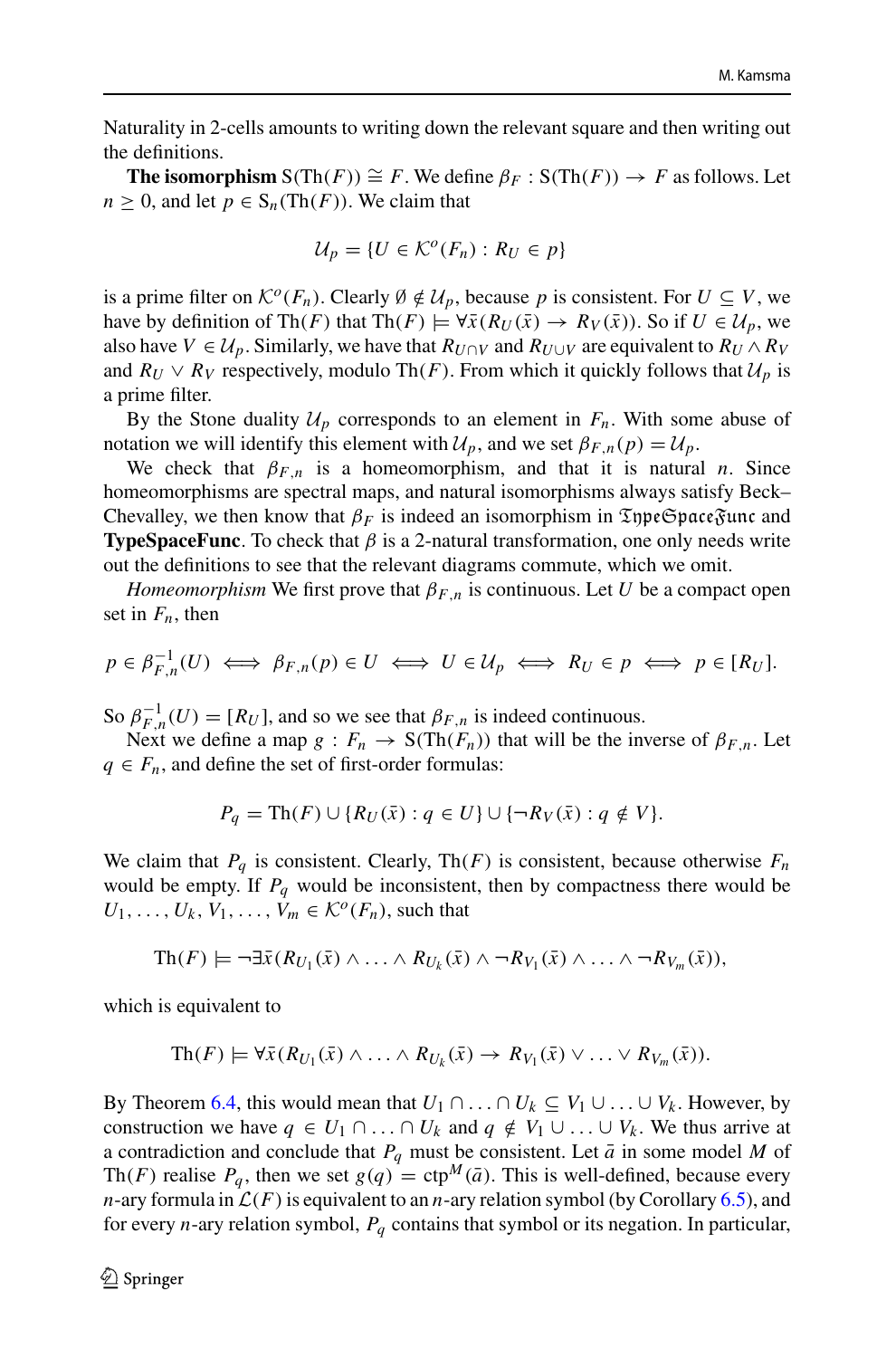Naturality in 2-cells amounts to writing down the relevant square and then writing out the definitions.

**The isomorphism** $\mathrm{S}(\mathrm{Th}(F)) \cong F$. We define $\beta_F : \mathrm{S}(\mathrm{Th}(F)) \to F$ as follows. Let $n \geq 0$, and let $p \in \mathrm{S}_n(\mathrm{Th}(F))$. We claim that

$$\mathcal{U}_p = \{U \in \mathcal{K}^o(F_n) : R_U \in p\}$$

is a prime filter on $\mathcal{K}^o(F_n)$. Clearly $\emptyset \notin \mathcal{U}_p$, because $p$ is consistent. For $U \subseteq V$, we have by definition of $\mathrm{Th}(F)$ that $\mathrm{Th}(F) \models \forall \bar{x}(R_U(\bar{x}) \to R_V(\bar{x}))$. So if $U \in \mathcal{U}_p$, we also have $V \in \mathcal{U}_p$. Similarly, we have that $R_{U \cap V}$ and $R_{U \cup V}$ are equivalent to $R_U \wedge R_V$ and $R_U \vee R_V$ respectively, modulo $\mathrm{Th}(F)$. From which it quickly follows that $\mathcal{U}_p$ is a prime filter.

By the Stone duality $\mathcal{U}_p$ corresponds to an element in $F_n$. With some abuse of notation we will identify this element with $\mathcal{U}_p$, and we set $\beta_{F,n}(p) = \mathcal{U}_p$.

We check that $\beta_{F,n}$ is a homeomorphism, and that it is natural $n$. Since homeomorphisms are spectral maps, and natural isomorphisms always satisfy Beck–Chevalley, we then know that $\beta_F$ is indeed an isomorphism in $\mathfrak{TypeSpaceFunc}$ and **TypeSpaceFunc**. To check that $\beta$ is a 2-natural transformation, one only needs write out the definitions to see that the relevant diagrams commute, which we omit.

*Homeomorphism* We first prove that $\beta_{F,n}$ is continuous. Let $U$ be a compact open set in $F_n$, then

$$p \in \beta_{F,n}^{-1}(U) \iff \beta_{F,n}(p) \in U \iff U \in \mathcal{U}_p \iff R_U \in p \iff p \in [R_U].$$

So $\beta_{F,n}^{-1}(U) = [R_U]$, and so we see that $\beta_{F,n}$ is indeed continuous.

Next we define a map $g : F_n \to \mathrm{S}(\mathrm{Th}(F_n))$ that will be the inverse of $\beta_{F,n}$. Let $q \in F_n$, and define the set of first-order formulas:

$$P_q = \mathrm{Th}(F) \cup \{R_U(\bar{x}) : q \in U\} \cup \{\neg R_V(\bar{x}) : q \notin V\}.$$

We claim that $P_q$ is consistent. Clearly, $\mathrm{Th}(F)$ is consistent, because otherwise $F_n$ would be empty. If $P_q$ would be inconsistent, then by compactness there would be $U_1, \ldots, U_k, V_1, \ldots, V_m \in \mathcal{K}^o(F_n)$, such that

$$\mathrm{Th}(F) \models \neg \exists \bar{x}(R_{U_1}(\bar{x}) \wedge \ldots \wedge R_{U_k}(\bar{x}) \wedge \neg R_{V_1}(\bar{x}) \wedge \ldots \wedge \neg R_{V_m}(\bar{x})),$$

which is equivalent to

$$\mathrm{Th}(F) \models \forall \bar{x}(R_{U_1}(\bar{x}) \wedge \ldots \wedge R_{U_k}(\bar{x}) \to R_{V_1}(\bar{x}) \vee \ldots \vee R_{V_m}(\bar{x})).$$

By Theorem 6.4, this would mean that $U_1 \cap \ldots \cap U_k \subseteq V_1 \cup \ldots \cup V_k$. However, by construction we have $q \in U_1 \cap \ldots \cap U_k$ and $q \notin V_1 \cup \ldots \cup V_k$. We thus arrive at a contradiction and conclude that $P_q$ must be consistent. Let $\bar{a}$ in some model $M$ of $\mathrm{Th}(F)$ realise $P_q$, then we set $g(q) = \mathrm{ctp}^M(\bar{a})$. This is well-defined, because every $n$-ary formula in $\mathcal{L}(F)$ is equivalent to an $n$-ary relation symbol (by Corollary 6.5), and for every $n$-ary relation symbol, $P_q$ contains that symbol or its negation. In particular,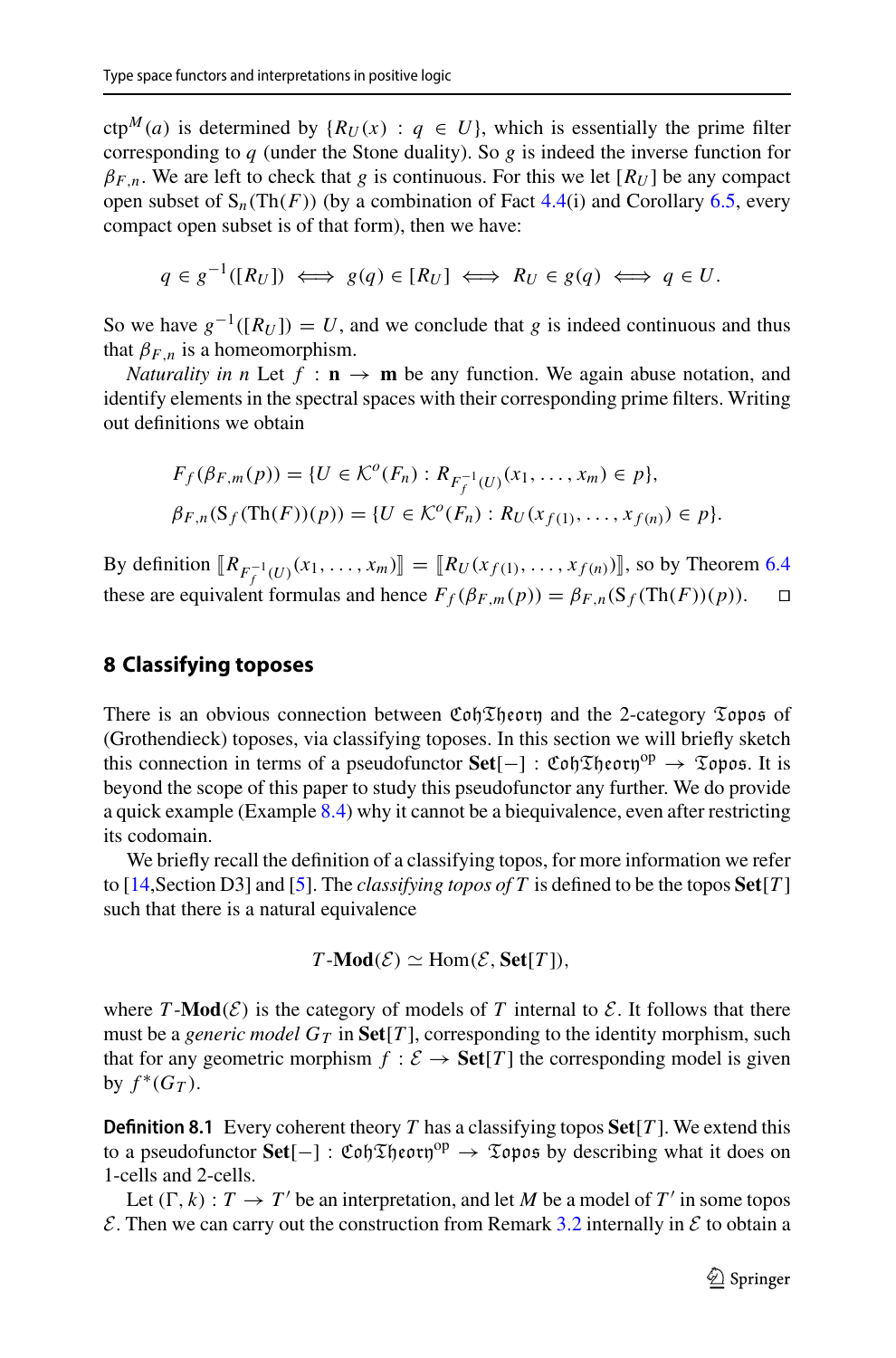$\mathrm{ctp}^M(a)$ is determined by $\{R_U(x) : q \in U\}$, which is essentially the prime filter corresponding to $q$ (under the Stone duality). So $g$ is indeed the inverse function for $\beta_{F,n}$. We are left to check that $g$ is continuous. For this we let $[R_U]$ be any compact open subset of $\mathrm{S}_n(\mathrm{Th}(F))$ (by a combination of Fact 4.4(i) and Corollary 6.5, every compact open subset is of that form), then we have:

$$q \in g^{-1}([R_U]) \iff g(q) \in [R_U] \iff R_U \in g(q) \iff q \in U.$$

So we have $g^{-1}([R_U]) = U$, and we conclude that $g$ is indeed continuous and thus that $\beta_{F,n}$ is a homeomorphism.

*Naturality in $n$* Let $f : \mathbf{n} \to \mathbf{m}$ be any function. We again abuse notation, and identify elements in the spectral spaces with their corresponding prime filters. Writing out definitions we obtain

$$F_f(\beta_{F,m}(p)) = \{U \in \mathcal{K}^o(F_n) : R_{F_f^{-1}(U)}(x_1, \ldots, x_m) \in p\},$$
$$\beta_{F,n}(\mathrm{S}_f(\mathrm{Th}(F))(p)) = \{U \in \mathcal{K}^o(F_n) : R_U(x_{f(1)}, \ldots, x_{f(n)}) \in p\}.$$

By definition $[\![R_{F_f^{-1}(U)}(x_1, \ldots, x_m)]\!] = [\![R_U(x_{f(1)}, \ldots, x_{f(n)})]\!]$, so by Theorem 6.4 these are equivalent formulas and hence $F_f(\beta_{F,m}(p)) = \beta_{F,n}(\mathrm{S}_f(\mathrm{Th}(F))(p))$. □

## 8 Classifying toposes

There is an obvious connection between $\mathfrak{CohTheory}$ and the 2-category $\mathfrak{Topos}$ of (Grothendieck) toposes, via classifying toposes. In this section we will briefly sketch this connection in terms of a pseudofunctor $\mathbf{Set}[-] : \mathfrak{CohTheory}^{\mathrm{op}} \to \mathfrak{Topos}$. It is beyond the scope of this paper to study this pseudofunctor any further. We do provide a quick example (Example 8.4) why it cannot be a biequivalence, even after restricting its codomain.

We briefly recall the definition of a classifying topos, for more information we refer to [14,Section D3] and [5]. The *classifying topos of $T$* is defined to be the topos $\mathbf{Set}[T]$ such that there is a natural equivalence

$$T\text{-}\mathbf{Mod}(\mathcal{E}) \simeq \mathrm{Hom}(\mathcal{E}, \mathbf{Set}[T]),$$

where $T\text{-}\mathbf{Mod}(\mathcal{E})$ is the category of models of $T$ internal to $\mathcal{E}$. It follows that there must be a *generic model* $G_T$ in $\mathbf{Set}[T]$, corresponding to the identity morphism, such that for any geometric morphism $f : \mathcal{E} \to \mathbf{Set}[T]$ the corresponding model is given by $f^*(G_T)$.

**Definition 8.1** Every coherent theory $T$ has a classifying topos $\mathbf{Set}[T]$. We extend this to a pseudofunctor $\mathbf{Set}[-] : \mathfrak{CohTheory}^{\mathrm{op}} \to \mathfrak{Topos}$ by describing what it does on 1-cells and 2-cells.

Let $(\Gamma, k) : T \to T'$ be an interpretation, and let $M$ be a model of $T'$ in some topos $\mathcal{E}$. Then we can carry out the construction from Remark 3.2 internally in $\mathcal{E}$ to obtain a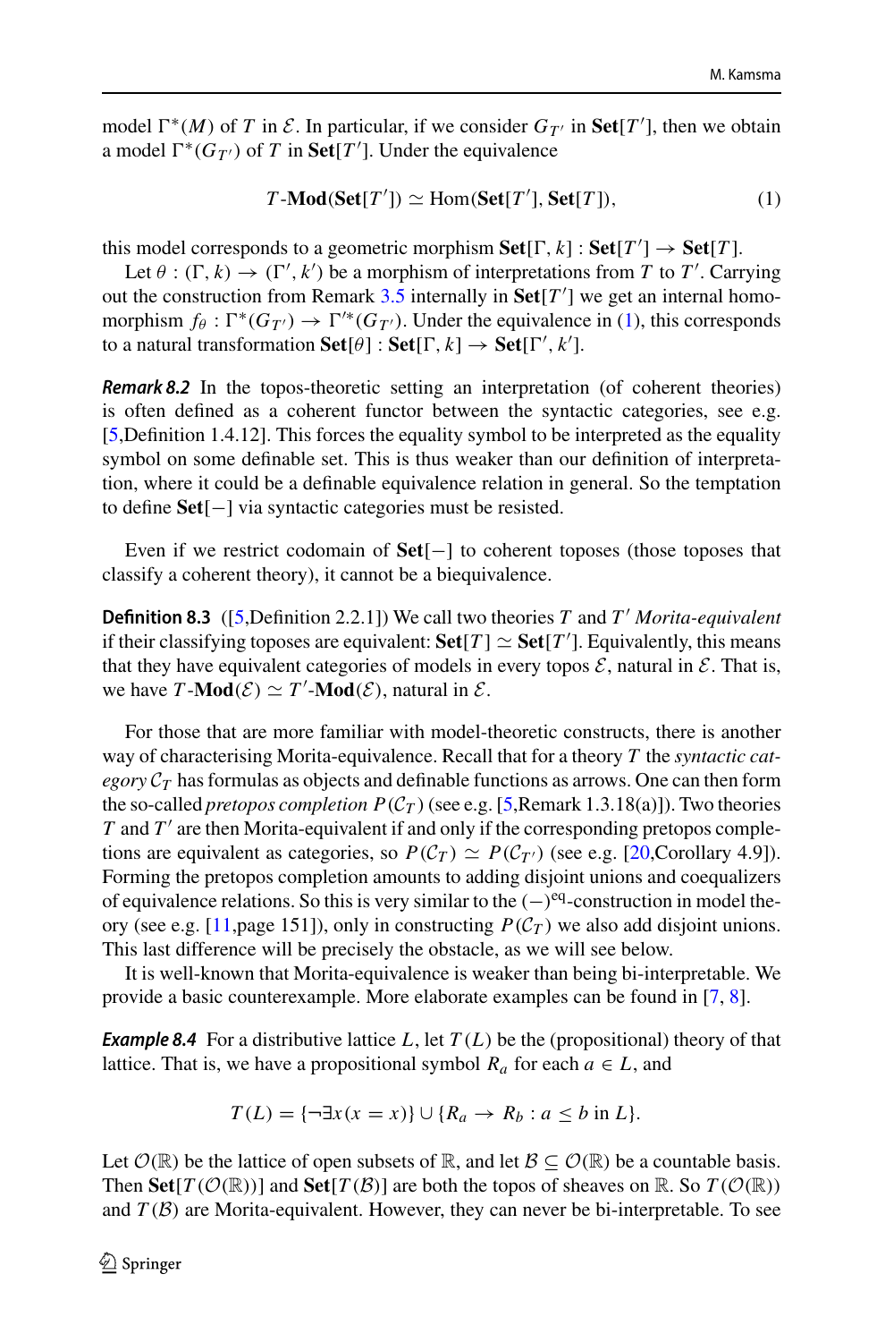model $\Gamma^*(M)$ of $T$ in $\mathcal{E}$. In particular, if we consider $G_{T'}$ in $\mathbf{Set}[T']$, then we obtain a model $\Gamma^*(G_{T'})$ of $T$ in $\mathbf{Set}[T']$. Under the equivalence

$$T\text{-}\mathbf{Mod}(\mathbf{Set}[T']) \simeq \mathrm{Hom}(\mathbf{Set}[T'], \mathbf{Set}[T]), \tag{1}$$

this model corresponds to a geometric morphism $\mathbf{Set}[\Gamma, k] : \mathbf{Set}[T'] \to \mathbf{Set}[T]$.

Let $\theta : (\Gamma, k) \to (\Gamma', k')$ be a morphism of interpretations from $T$ to $T'$. Carrying out the construction from Remark 3.5 internally in $\mathbf{Set}[T']$ we get an internal homomorphism $f_\theta : \Gamma^*(G_{T'}) \to \Gamma'^*(G_{T'})$. Under the equivalence in (1), this corresponds to a natural transformation $\mathbf{Set}[\theta] : \mathbf{Set}[\Gamma, k] \to \mathbf{Set}[\Gamma', k']$.

***Remark 8.2*** In the topos-theoretic setting an interpretation (of coherent theories) is often defined as a coherent functor between the syntactic categories, see e.g. [5,Definition 1.4.12]. This forces the equality symbol to be interpreted as the equality symbol on some definable set. This is thus weaker than our definition of interpretation, where it could be a definable equivalence relation in general. So the temptation to define $\mathbf{Set}[-]$ via syntactic categories must be resisted.

Even if we restrict codomain of $\mathbf{Set}[-]$ to coherent toposes (those toposes that classify a coherent theory), it cannot be a biequivalence.

**Definition 8.3** ([5,Definition 2.2.1]) We call two theories $T$ and $T'$ *Morita-equivalent* if their classifying toposes are equivalent: $\mathbf{Set}[T] \simeq \mathbf{Set}[T']$. Equivalently, this means that they have equivalent categories of models in every topos $\mathcal{E}$, natural in $\mathcal{E}$. That is, we have $T\text{-}\mathbf{Mod}(\mathcal{E}) \simeq T'\text{-}\mathbf{Mod}(\mathcal{E})$, natural in $\mathcal{E}$.

For those that are more familiar with model-theoretic constructs, there is another way of characterising Morita-equivalence. Recall that for a theory $T$ the *syntactic category* $\mathcal{C}_T$ has formulas as objects and definable functions as arrows. One can then form the so-called *pretopos completion* $P(\mathcal{C}_T)$ (see e.g. [5,Remark 1.3.18(a)]). Two theories $T$ and $T'$ are then Morita-equivalent if and only if the corresponding pretopos completions are equivalent as categories, so $P(\mathcal{C}_T) \simeq P(\mathcal{C}_{T'})$ (see e.g. [20,Corollary 4.9]). Forming the pretopos completion amounts to adding disjoint unions and coequalizers of equivalence relations. So this is very similar to the $(-)^{\mathrm{eq}}$-construction in model theory (see e.g. [11,page 151]), only in constructing $P(\mathcal{C}_T)$ we also add disjoint unions. This last difference will be precisely the obstacle, as we will see below.

It is well-known that Morita-equivalence is weaker than being bi-interpretable. We provide a basic counterexample. More elaborate examples can be found in [7, 8].

***Example 8.4*** For a distributive lattice $L$, let $T(L)$ be the (propositional) theory of that lattice. That is, we have a propositional symbol $R_a$ for each $a \in L$, and

$$T(L) = \{\neg\exists x(x = x)\} \cup \{R_a \to R_b : a \leq b \text{ in } L\}.$$

Let $\mathcal{O}(\mathbb{R})$ be the lattice of open subsets of $\mathbb{R}$, and let $\mathcal{B} \subseteq \mathcal{O}(\mathbb{R})$ be a countable basis. Then $\mathbf{Set}[T(\mathcal{O}(\mathbb{R}))]$ and $\mathbf{Set}[T(\mathcal{B})]$ are both the topos of sheaves on $\mathbb{R}$. So $T(\mathcal{O}(\mathbb{R}))$ and $T(\mathcal{B})$ are Morita-equivalent. However, they can never be bi-interpretable. To see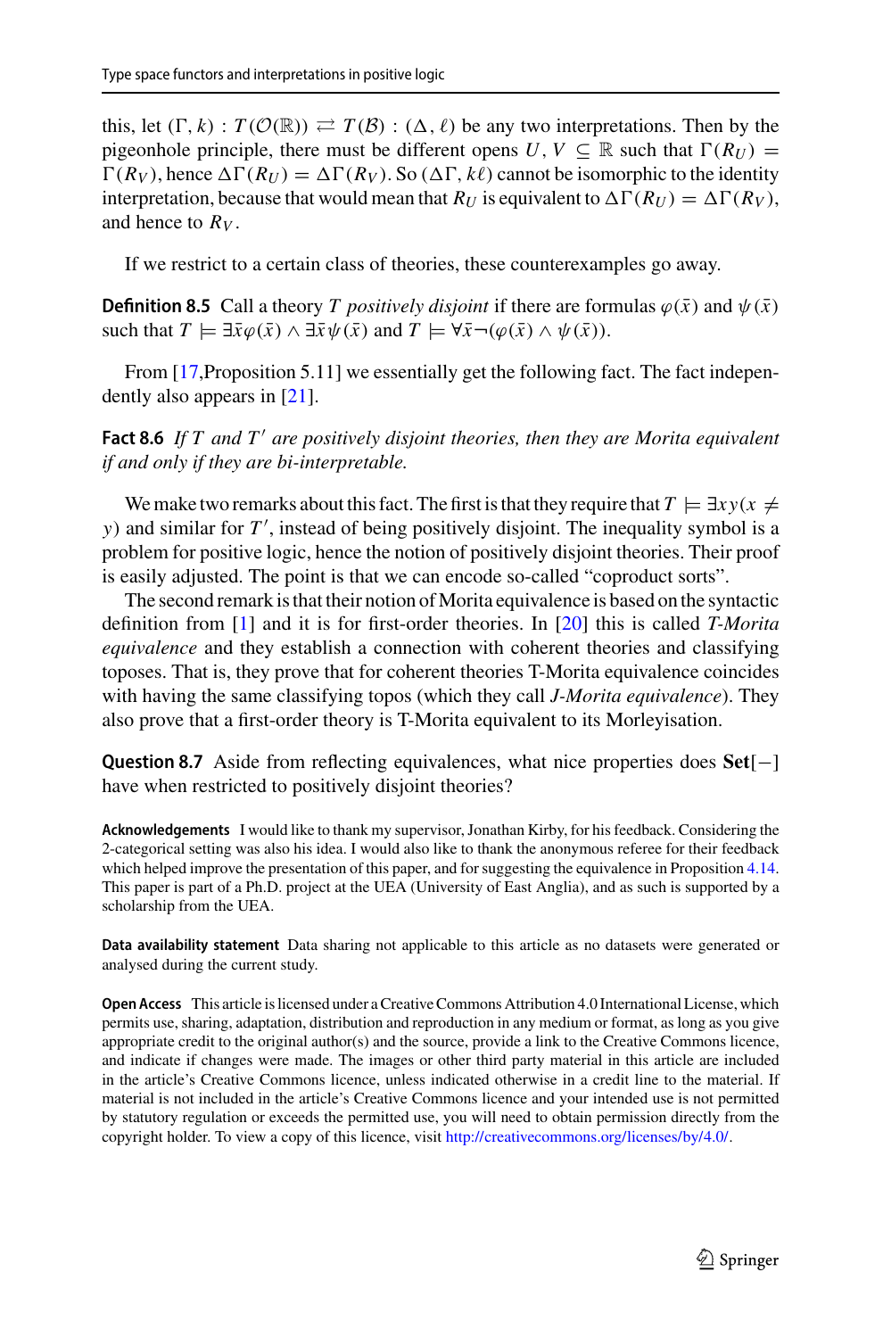this, let $(\Gamma, k) : T(\mathcal{O}(\mathbb{R})) \rightleftarrows T(\mathcal{B}) : (\Delta, \ell)$ be any two interpretations. Then by the pigeonhole principle, there must be different opens $U, V \subseteq \mathbb{R}$ such that $\Gamma(R_U) = \Gamma(R_V)$, hence $\Delta\Gamma(R_U) = \Delta\Gamma(R_V)$. So $(\Delta\Gamma, k\ell)$ cannot be isomorphic to the identity interpretation, because that would mean that $R_U$ is equivalent to $\Delta\Gamma(R_U) = \Delta\Gamma(R_V)$, and hence to $R_V$.

If we restrict to a certain class of theories, these counterexamples go away.

**Definition 8.5** Call a theory $T$ *positively disjoint* if there are formulas $\varphi(\bar{x})$ and $\psi(\bar{x})$ such that $T \models \exists \bar{x} \varphi(\bar{x}) \wedge \exists \bar{x} \psi(\bar{x})$ and $T \models \forall \bar{x} \neg(\varphi(\bar{x}) \wedge \psi(\bar{x}))$.

From [17,Proposition 5.11] we essentially get the following fact. The fact independently also appears in [21].

**Fact 8.6** *If $T$ and $T'$ are positively disjoint theories, then they are Morita equivalent if and only if they are bi-interpretable.*

We make two remarks about this fact. The first is that they require that $T \models \exists xy(x \neq y)$ and similar for $T'$, instead of being positively disjoint. The inequality symbol is a problem for positive logic, hence the notion of positively disjoint theories. Their proof is easily adjusted. The point is that we can encode so-called "coproduct sorts".

The second remark is that their notion of Morita equivalence is based on the syntactic definition from [1] and it is for first-order theories. In [20] this is called *T-Morita equivalence* and they establish a connection with coherent theories and classifying toposes. That is, they prove that for coherent theories T-Morita equivalence coincides with having the same classifying topos (which they call *J-Morita equivalence*). They also prove that a first-order theory is T-Morita equivalent to its Morleyisation.

**Question 8.7** Aside from reflecting equivalences, what nice properties does $\mathbf{Set}[-]$ have when restricted to positively disjoint theories?

**Acknowledgements** I would like to thank my supervisor, Jonathan Kirby, for his feedback. Considering the 2-categorical setting was also his idea. I would also like to thank the anonymous referee for their feedback which helped improve the presentation of this paper, and for suggesting the equivalence in Proposition 4.14. This paper is part of a Ph.D. project at the UEA (University of East Anglia), and as such is supported by a scholarship from the UEA.

**Data availability statement** Data sharing not applicable to this article as no datasets were generated or analysed during the current study.

**Open Access** This article is licensed under a Creative Commons Attribution 4.0 International License, which permits use, sharing, adaptation, distribution and reproduction in any medium or format, as long as you give appropriate credit to the original author(s) and the source, provide a link to the Creative Commons licence, and indicate if changes were made. The images or other third party material in this article are included in the article's Creative Commons licence, unless indicated otherwise in a credit line to the material. If material is not included in the article's Creative Commons licence and your intended use is not permitted by statutory regulation or exceeds the permitted use, you will need to obtain permission directly from the copyright holder. To view a copy of this licence, visit http://creativecommons.org/licenses/by/4.0/.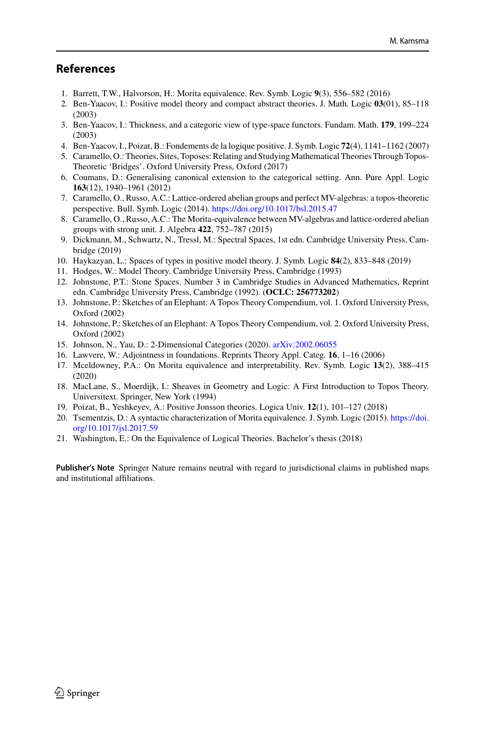## References

1. Barrett, T.W., Halvorson, H.: Morita equivalence. Rev. Symb. Logic **9**(3), 556–582 (2016)
2. Ben-Yaacov, I.: Positive model theory and compact abstract theories. J. Math. Logic **03**(01), 85–118 (2003)
3. Ben-Yaacov, I.: Thickness, and a categoric view of type-space functors. Fundam. Math. **179**, 199–224 (2003)
4. Ben-Yaacov, I., Poizat, B.: Fondements de la logique positive. J. Symb. Logic **72**(4), 1141–1162 (2007)
5. Caramello, O.: Theories, Sites, Toposes: Relating and Studying Mathematical Theories Through Topos-Theoretic 'Bridges'. Oxford University Press, Oxford (2017)
6. Coumans, D.: Generalising canonical extension to the categorical setting. Ann. Pure Appl. Logic **163**(12), 1940–1961 (2012)
7. Caramello, O., Russo, A.C.: Lattice-ordered abelian groups and perfect MV-algebras: a topos-theoretic perspective. Bull. Symb. Logic (2014). https://doi.org/10.1017/bsl.2015.47
8. Caramello, O., Russo, A.C.: The Morita-equivalence between MV-algebras and lattice-ordered abelian groups with strong unit. J. Algebra **422**, 752–787 (2015)
9. Dickmann, M., Schwartz, N., Tressl, M.: Spectral Spaces, 1st edn. Cambridge University Press, Cambridge (2019)
10. Haykazyan, L.: Spaces of types in positive model theory. J. Symb. Logic **84**(2), 833–848 (2019)
11. Hodges, W.: Model Theory. Cambridge University Press, Cambridge (1993)
12. Johnstone, P.T.: Stone Spaces. Number 3 in Cambridge Studies in Advanced Mathematics, Reprint edn. Cambridge University Press, Cambridge (1992). (**OCLC: 256773202**)
13. Johnstone, P.: Sketches of an Elephant: A Topos Theory Compendium, vol. 1. Oxford University Press, Oxford (2002)
14. Johnstone, P.: Sketches of an Elephant: A Topos Theory Compendium, vol. 2. Oxford University Press, Oxford (2002)
15. Johnson, N., Yau, D.: 2-Dimensional Categories (2020). arXiv:2002.06055
16. Lawvere, W.: Adjointness in foundations. Reprints Theory Appl. Categ. **16**, 1–16 (2006)
17. Mceldowney, P.A.: On Morita equivalence and interpretability. Rev. Symb. Logic **13**(2), 388–415 (2020)
18. MacLane, S., Moerdijk, I.: Sheaves in Geometry and Logic: A First Introduction to Topos Theory. Universitext. Springer, New York (1994)
19. Poizat, B., Yeshkeyev, A.: Positive Jonsson theories. Logica Univ. **12**(1), 101–127 (2018)
20. Tsementzis, D.: A syntactic characterization of Morita equivalence. J. Symb. Logic (2015). https://doi.org/10.1017/jsl.2017.59
21. Washington, E.: On the Equivalence of Logical Theories. Bachelor's thesis (2018)

**Publisher's Note** Springer Nature remains neutral with regard to jurisdictional claims in published maps and institutional affiliations.